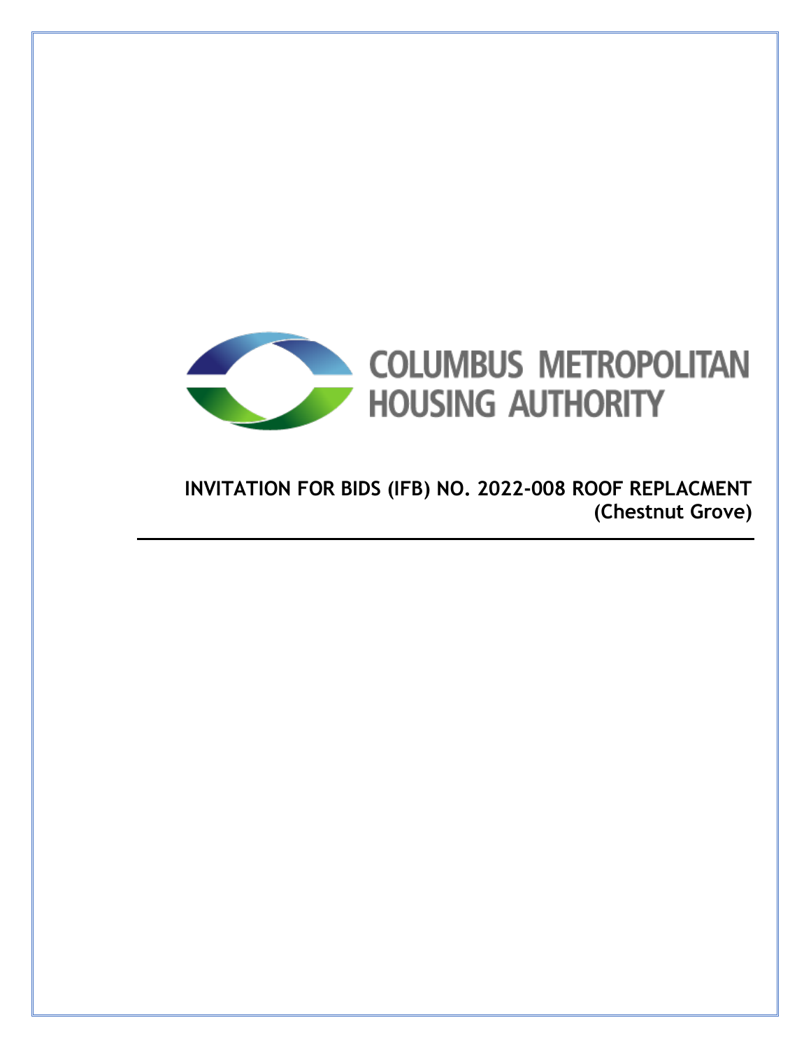COLUMBUS METROPOLITAN HOUSING AUTHORITY

# INVITATION FOR BIDS (IFB) NO. 2022-008 ROOF REPLACMENT (Chestnut Grove)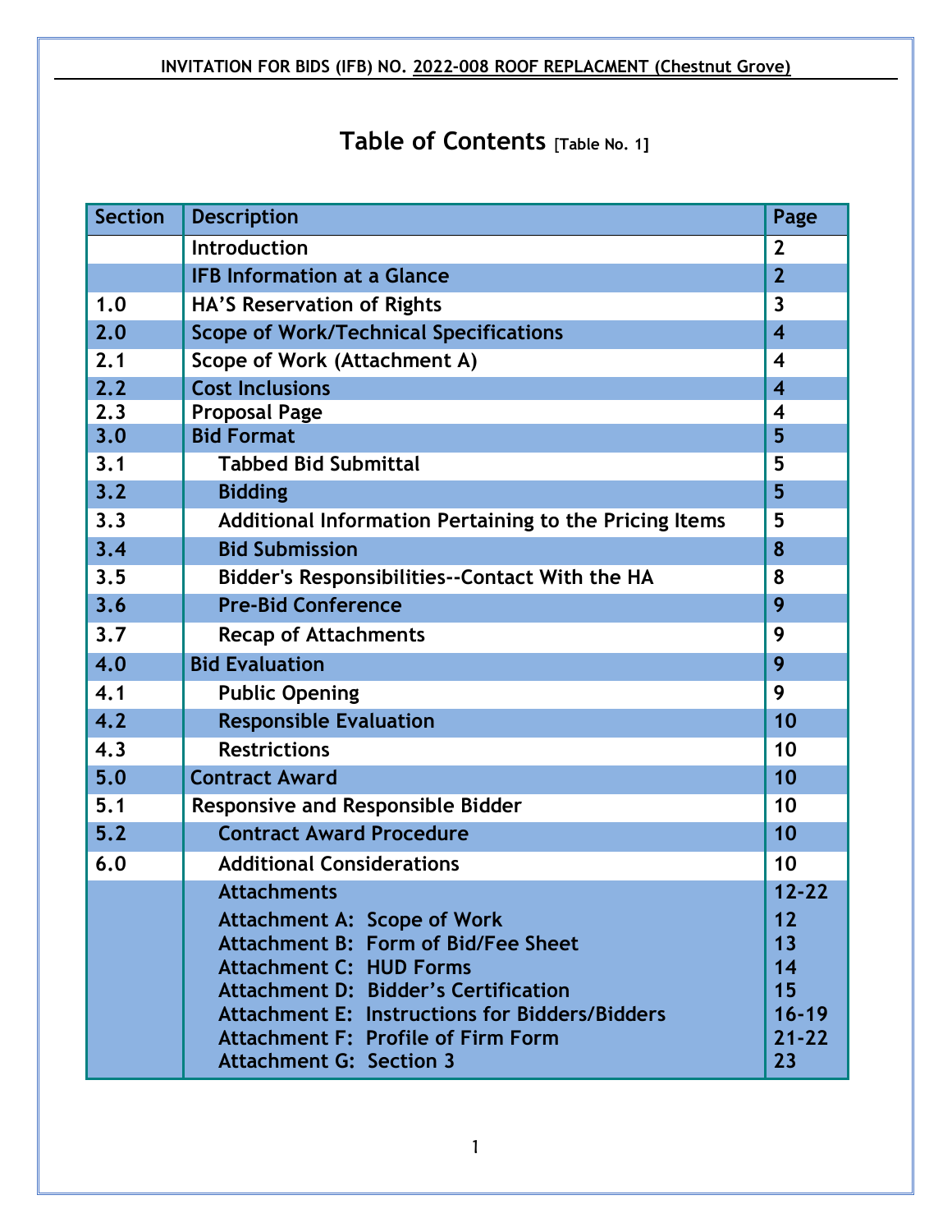**INVITATION FOR BIDS (IFB) NO. 2022-008 ROOF REPLACMENT (Chestnut Grove)**

# Table of Contents [Table No. 1]

| Section | Description | Page |
|---|---|---|
| | Introduction | 2 |
| | IFB Information at a Glance | 2 |
| 1.0 | HA'S Reservation of Rights | 3 |
| 2.0 | Scope of Work/Technical Specifications | 4 |
| 2.1 | Scope of Work (Attachment A) | 4 |
| 2.2 | Cost Inclusions | 4 |
| 2.3 | Proposal Page | 4 |
| 3.0 | Bid Format | 5 |
| 3.1 | Tabbed Bid Submittal | 5 |
| 3.2 | Bidding | 5 |
| 3.3 | Additional Information Pertaining to the Pricing Items | 5 |
| 3.4 | Bid Submission | 8 |
| 3.5 | Bidder's Responsibilities--Contact With the HA | 8 |
| 3.6 | Pre-Bid Conference | 9 |
| 3.7 | Recap of Attachments | 9 |
| 4.0 | Bid Evaluation | 9 |
| 4.1 | Public Opening | 9 |
| 4.2 | Responsible Evaluation | 10 |
| 4.3 | Restrictions | 10 |
| 5.0 | Contract Award | 10 |
| 5.1 | Responsive and Responsible Bidder | 10 |
| 5.2 | Contract Award Procedure | 10 |
| 6.0 | Additional Considerations | 10 |
| | Attachments | 12-22 |
| | Attachment A: Scope of Work | 12 |
| | Attachment B: Form of Bid/Fee Sheet | 13 |
| | Attachment C: HUD Forms | 14 |
| | Attachment D: Bidder's Certification | 15 |
| | Attachment E: Instructions for Bidders/Bidders | 16-19 |
| | Attachment F: Profile of Firm Form | 21-22 |
| | Attachment G: Section 3 | 23 |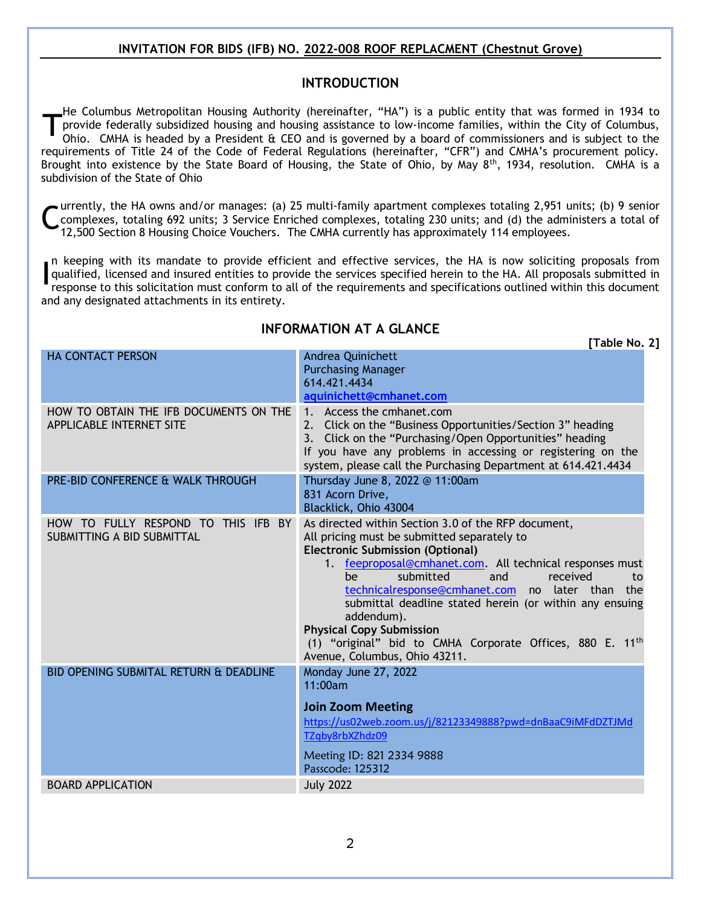**INVITATION FOR BIDS (IFB) NO. 2022-008 ROOF REPLACMENT (Chestnut Grove)**

## INTRODUCTION

THe Columbus Metropolitan Housing Authority (hereinafter, "HA") is a public entity that was formed in 1934 to provide federally subsidized housing and housing assistance to low-income families, within the City of Columbus, Ohio. CMHA is headed by a President & CEO and is governed by a board of commissioners and is subject to the requirements of Title 24 of the Code of Federal Regulations (hereinafter, "CFR") and CMHA's procurement policy. Brought into existence by the State Board of Housing, the State of Ohio, by May 8th, 1934, resolution. CMHA is a subdivision of the State of Ohio

Currently, the HA owns and/or manages: (a) 25 multi-family apartment complexes totaling 2,951 units; (b) 9 senior complexes, totaling 692 units; 3 Service Enriched complexes, totaling 230 units; and (d) the administers a total of 12,500 Section 8 Housing Choice Vouchers. The CMHA currently has approximately 114 employees.

In keeping with its mandate to provide efficient and effective services, the HA is now soliciting proposals from qualified, licensed and insured entities to provide the services specified herein to the HA. All proposals submitted in response to this solicitation must conform to all of the requirements and specifications outlined within this document and any designated attachments in its entirety.

## INFORMATION AT A GLANCE

**[Table No. 2]**

| | |
|---|---|
| HA CONTACT PERSON | Andrea Quinichett<br>Purchasing Manager<br>614.421.4434<br>aquinichett@cmhanet.com |
| HOW TO OBTAIN THE IFB DOCUMENTS ON THE APPLICABLE INTERNET SITE | 1. Access the cmhanet.com<br>2. Click on the "Business Opportunities/Section 3" heading<br>3. Click on the "Purchasing/Open Opportunities" heading<br>If you have any problems in accessing or registering on the system, please call the Purchasing Department at 614.421.4434 |
| PRE-BID CONFERENCE & WALK THROUGH | Thursday June 8, 2022 @ 11:00am<br>831 Acorn Drive,<br>Blacklick, Ohio 43004 |
| HOW TO FULLY RESPOND TO THIS IFB BY SUBMITTING A BID SUBMITTAL | As directed within Section 3.0 of the RFP document,<br>All pricing must be submitted separately to<br>**Electronic Submission (Optional)**<br>1. feeproposal@cmhanet.com. All technical responses must be submitted and received to technicalresponse@cmhanet.com no later than the submittal deadline stated herein (or within any ensuing addendum).<br>**Physical Copy Submission**<br>(1) "original" bid to CMHA Corporate Offices, 880 E. 11th Avenue, Columbus, Ohio 43211. |
| BID OPENING SUBMITAL RETURN & DEADLINE | Monday June 27, 2022<br>11:00am<br>**Join Zoom Meeting**<br>https://us02web.zoom.us/j/82123349888?pwd=dnBaaC9iMFdDZTJMdTZqby8rbXZhdz09<br>Meeting ID: 821 2334 9888<br>Passcode: 125312 |
| BOARD APPLICATION | July 2022 |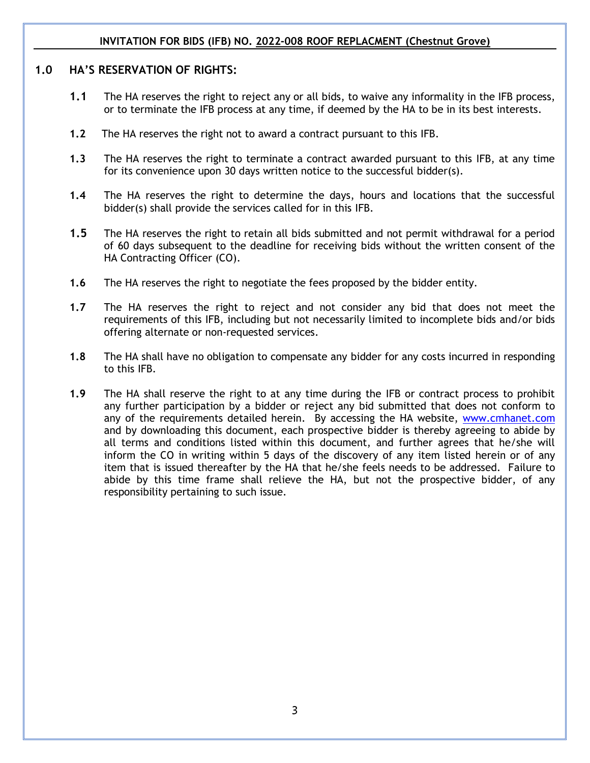## 1.0 HA'S RESERVATION OF RIGHTS:

**1.1** The HA reserves the right to reject any or all bids, to waive any informality in the IFB process, or to terminate the IFB process at any time, if deemed by the HA to be in its best interests.

**1.2** The HA reserves the right not to award a contract pursuant to this IFB.

**1.3** The HA reserves the right to terminate a contract awarded pursuant to this IFB, at any time for its convenience upon 30 days written notice to the successful bidder(s).

**1.4** The HA reserves the right to determine the days, hours and locations that the successful bidder(s) shall provide the services called for in this IFB.

**1.5** The HA reserves the right to retain all bids submitted and not permit withdrawal for a period of 60 days subsequent to the deadline for receiving bids without the written consent of the HA Contracting Officer (CO).

**1.6** The HA reserves the right to negotiate the fees proposed by the bidder entity.

**1.7** The HA reserves the right to reject and not consider any bid that does not meet the requirements of this IFB, including but not necessarily limited to incomplete bids and/or bids offering alternate or non-requested services.

**1.8** The HA shall have no obligation to compensate any bidder for any costs incurred in responding to this IFB.

**1.9** The HA shall reserve the right to at any time during the IFB or contract process to prohibit any further participation by a bidder or reject any bid submitted that does not conform to any of the requirements detailed herein. By accessing the HA website, www.cmhanet.com and by downloading this document, each prospective bidder is thereby agreeing to abide by all terms and conditions listed within this document, and further agrees that he/she will inform the CO in writing within 5 days of the discovery of any item listed herein or of any item that is issued thereafter by the HA that he/she feels needs to be addressed. Failure to abide by this time frame shall relieve the HA, but not the prospective bidder, of any responsibility pertaining to such issue.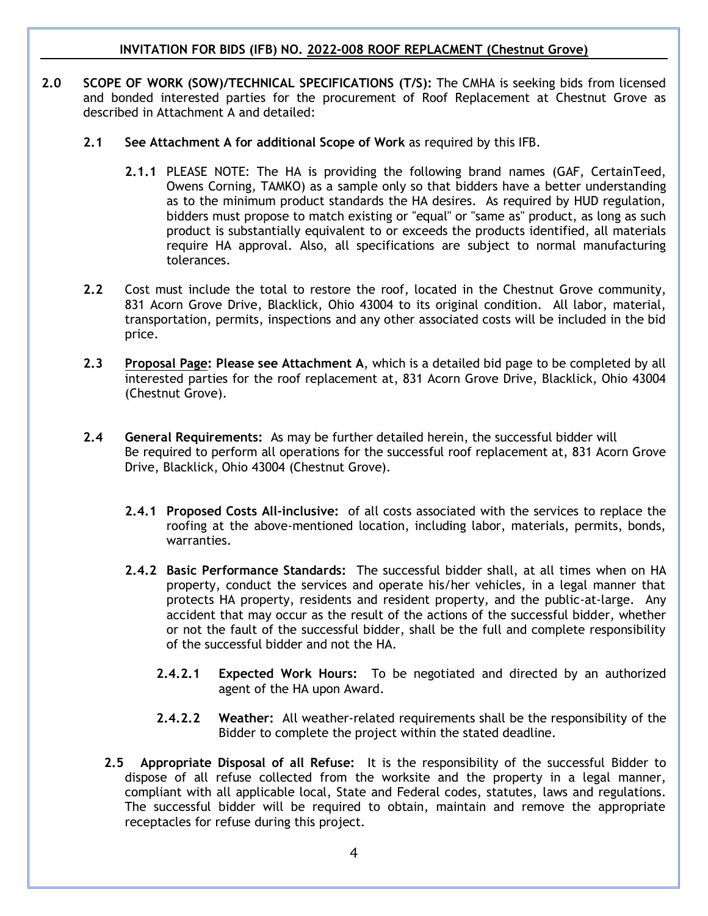**2.0 SCOPE OF WORK (SOW)/TECHNICAL SPECIFICATIONS (T/S):** The CMHA is seeking bids from licensed and bonded interested parties for the procurement of Roof Replacement at Chestnut Grove as described in Attachment A and detailed:

**2.1 See Attachment A for additional Scope of Work** as required by this IFB.

**2.1.1** PLEASE NOTE: The HA is providing the following brand names (GAF, CertainTeed, Owens Corning, TAMKO) as a sample only so that bidders have a better understanding as to the minimum product standards the HA desires. As required by HUD regulation, bidders must propose to match existing or "equal" or "same as" product, as long as such product is substantially equivalent to or exceeds the products identified, all materials require HA approval. Also, all specifications are subject to normal manufacturing tolerances.

**2.2** Cost must include the total to restore the roof, located in the Chestnut Grove community, 831 Acorn Grove Drive, Blacklick, Ohio 43004 to its original condition. All labor, material, transportation, permits, inspections and any other associated costs will be included in the bid price.

**2.3** **Proposal Page: Please see Attachment A**, which is a detailed bid page to be completed by all interested parties for the roof replacement at, 831 Acorn Grove Drive, Blacklick, Ohio 43004 (Chestnut Grove).

**2.4** **General Requirements:** As may be further detailed herein, the successful bidder will Be required to perform all operations for the successful roof replacement at, 831 Acorn Grove Drive, Blacklick, Ohio 43004 (Chestnut Grove).

**2.4.1** **Proposed Costs All-inclusive:** of all costs associated with the services to replace the roofing at the above-mentioned location, including labor, materials, permits, bonds, warranties.

**2.4.2** **Basic Performance Standards:** The successful bidder shall, at all times when on HA property, conduct the services and operate his/her vehicles, in a legal manner that protects HA property, residents and resident property, and the public-at-large. Any accident that may occur as the result of the actions of the successful bidder, whether or not the fault of the successful bidder, shall be the full and complete responsibility of the successful bidder and not the HA.

**2.4.2.1** **Expected Work Hours:** To be negotiated and directed by an authorized agent of the HA upon Award.

**2.4.2.2** **Weather:** All weather-related requirements shall be the responsibility of the Bidder to complete the project within the stated deadline.

**2.5** **Appropriate Disposal of all Refuse:** It is the responsibility of the successful Bidder to dispose of all refuse collected from the worksite and the property in a legal manner, compliant with all applicable local, State and Federal codes, statutes, laws and regulations. The successful bidder will be required to obtain, maintain and remove the appropriate receptacles for refuse during this project.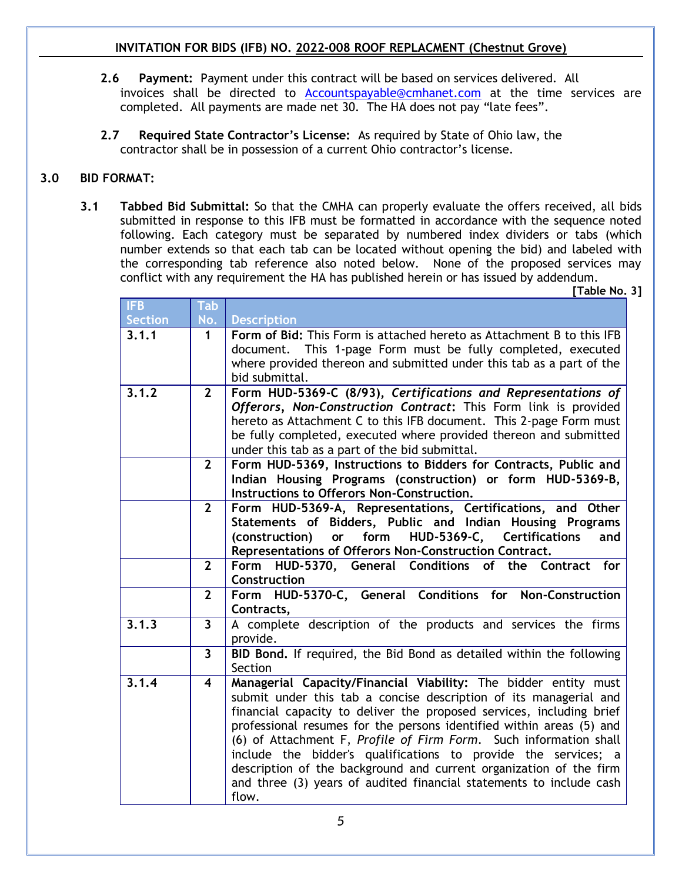**2.6 Payment:** Payment under this contract will be based on services delivered. All invoices shall be directed to Accountspayable@cmhanet.com at the time services are completed. All payments are made net 30. The HA does not pay "late fees".

**2.7 Required State Contractor's License:** As required by State of Ohio law, the contractor shall be in possession of a current Ohio contractor's license.

## 3.0 BID FORMAT:

**3.1 Tabbed Bid Submittal:** So that the CMHA can properly evaluate the offers received, all bids submitted in response to this IFB must be formatted in accordance with the sequence noted following. Each category must be separated by numbered index dividers or tabs (which number extends so that each tab can be located without opening the bid) and labeled with the corresponding tab reference also noted below. None of the proposed services may conflict with any requirement the HA has published herein or has issued by addendum.

**[Table No. 3]**

| IFB Section | Tab No. | Description |
|---|---|---|
| **3.1.1** | **1** | **Form of Bid:** This Form is attached hereto as Attachment B to this IFB document. This 1-page Form must be fully completed, executed where provided thereon and submitted under this tab as a part of the bid submittal. |
| **3.1.2** | **2** | **Form HUD-5369-C (8/93),** ***Certifications and Representations of Offerors, Non-Construction Contract*****:** This Form link is provided hereto as Attachment C to this IFB document. This 2-page Form must be fully completed, executed where provided thereon and submitted under this tab as a part of the bid submittal. |
| | **2** | **Form HUD-5369, Instructions to Bidders for Contracts, Public and Indian Housing Programs (construction) or form HUD-5369-B, Instructions to Offerors Non-Construction.** |
| | **2** | **Form HUD-5369-A, Representations, Certifications, and Other Statements of Bidders, Public and Indian Housing Programs (construction) or form HUD-5369-C, Certifications and Representations of Offerors Non-Construction Contract.** |
| | **2** | **Form HUD-5370, General Conditions of the Contract for Construction** |
| | **2** | **Form HUD-5370-C, General Conditions for Non-Construction Contracts,** |
| **3.1.3** | **3** | A complete description of the products and services the firms provide. |
| | **3** | **BID Bond.** If required, the Bid Bond as detailed within the following Section |
| **3.1.4** | **4** | **Managerial Capacity/Financial Viability:** The bidder entity must submit under this tab a concise description of its managerial and financial capacity to deliver the proposed services, including brief professional resumes for the persons identified within areas (5) and (6) of Attachment F, *Profile of Firm Form*. Such information shall include the bidder's qualifications to provide the services; a description of the background and current organization of the firm and three (3) years of audited financial statements to include cash flow. |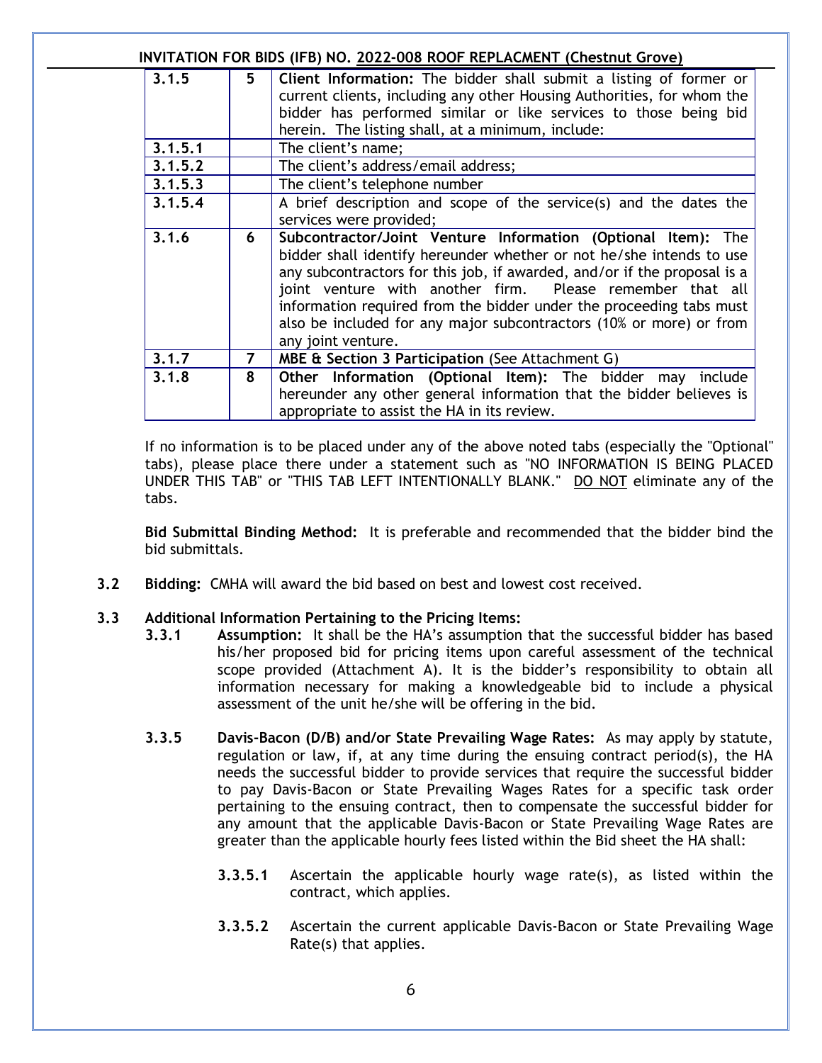| | | |
|---|---|---|
| 3.1.5 | 5 | **Client Information:** The bidder shall submit a listing of former or current clients, including any other Housing Authorities, for whom the bidder has performed similar or like services to those being bid herein. The listing shall, at a minimum, include: |
| 3.1.5.1 | | The client's name; |
| 3.1.5.2 | | The client's address/email address; |
| 3.1.5.3 | | The client's telephone number |
| 3.1.5.4 | | A brief description and scope of the service(s) and the dates the services were provided; |
| 3.1.6 | 6 | **Subcontractor/Joint Venture Information (Optional Item):** The bidder shall identify hereunder whether or not he/she intends to use any subcontractors for this job, if awarded, and/or if the proposal is a joint venture with another firm. Please remember that all information required from the bidder under the proceeding tabs must also be included for any major subcontractors (10% or more) or from any joint venture. |
| 3.1.7 | 7 | **MBE & Section 3 Participation** (See Attachment G) |
| 3.1.8 | 8 | **Other Information (Optional Item):** The bidder may include hereunder any other general information that the bidder believes is appropriate to assist the HA in its review. |

If no information is to be placed under any of the above noted tabs (especially the "Optional" tabs), please place there under a statement such as "NO INFORMATION IS BEING PLACED UNDER THIS TAB" or "THIS TAB LEFT INTENTIONALLY BLANK." DO NOT eliminate any of the tabs.

**Bid Submittal Binding Method:** It is preferable and recommended that the bidder bind the bid submittals.

**3.2 Bidding:** CMHA will award the bid based on best and lowest cost received.

**3.3 Additional Information Pertaining to the Pricing Items:**

**3.3.1 Assumption:** It shall be the HA's assumption that the successful bidder has based his/her proposed bid for pricing items upon careful assessment of the technical scope provided (Attachment A). It is the bidder's responsibility to obtain all information necessary for making a knowledgeable bid to include a physical assessment of the unit he/she will be offering in the bid.

**3.3.5 Davis-Bacon (D/B) and/or State Prevailing Wage Rates:** As may apply by statute, regulation or law, if, at any time during the ensuing contract period(s), the HA needs the successful bidder to provide services that require the successful bidder to pay Davis-Bacon or State Prevailing Wages Rates for a specific task order pertaining to the ensuing contract, then to compensate the successful bidder for any amount that the applicable Davis-Bacon or State Prevailing Wage Rates are greater than the applicable hourly fees listed within the Bid sheet the HA shall:

**3.3.5.1** Ascertain the applicable hourly wage rate(s), as listed within the contract, which applies.

**3.3.5.2** Ascertain the current applicable Davis-Bacon or State Prevailing Wage Rate(s) that applies.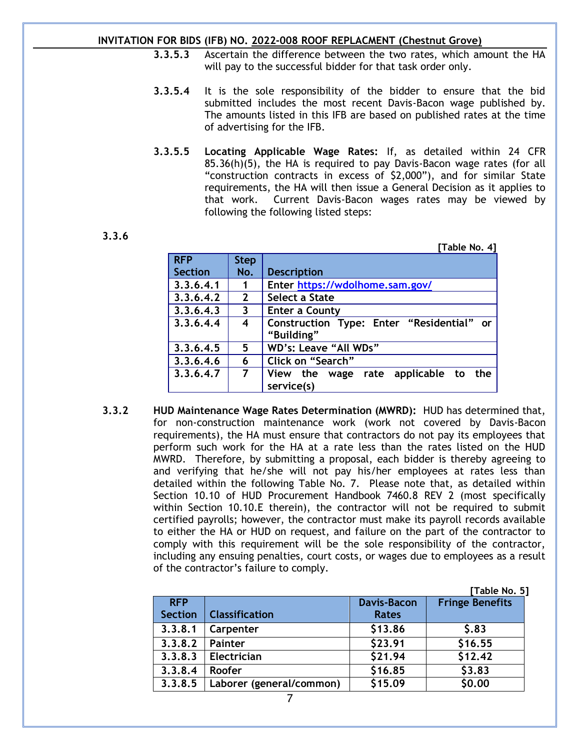**3.3.5.3** Ascertain the difference between the two rates, which amount the HA will pay to the successful bidder for that task order only.

**3.3.5.4** It is the sole responsibility of the bidder to ensure that the bid submitted includes the most recent Davis-Bacon wage published by. The amounts listed in this IFB are based on published rates at the time of advertising for the IFB.

**3.3.5.5** **Locating Applicable Wage Rates:** If, as detailed within 24 CFR 85.36(h)(5), the HA is required to pay Davis-Bacon wage rates (for all "construction contracts in excess of $2,000"), and for similar State requirements, the HA will then issue a General Decision as it applies to that work. Current Davis-Bacon wages rates may be viewed by following the following listed steps:

**3.3.6**

**[Table No. 4]**

| RFP Section | Step No. | Description |
|---|---|---|
| 3.3.6.4.1 | 1 | Enter https://wdolhome.sam.gov/ |
| 3.3.6.4.2 | 2 | Select a State |
| 3.3.6.4.3 | 3 | Enter a County |
| 3.3.6.4.4 | 4 | Construction Type: Enter "Residential" or "Building" |
| 3.3.6.4.5 | 5 | WD's: Leave "All WDs" |
| 3.3.6.4.6 | 6 | Click on "Search" |
| 3.3.6.4.7 | 7 | View the wage rate applicable to the service(s) |

**3.3.2** **HUD Maintenance Wage Rates Determination (MWRD):** HUD has determined that, for non-construction maintenance work (work not covered by Davis-Bacon requirements), the HA must ensure that contractors do not pay its employees that perform such work for the HA at a rate less than the rates listed on the HUD MWRD. Therefore, by submitting a proposal, each bidder is thereby agreeing to and verifying that he/she will not pay his/her employees at rates less than detailed within the following Table No. 7. Please note that, as detailed within Section 10.10 of HUD Procurement Handbook 7460.8 REV 2 (most specifically within Section 10.10.E therein), the contractor will not be required to submit certified payrolls; however, the contractor must make its payroll records available to either the HA or HUD on request, and failure on the part of the contractor to comply with this requirement will be the sole responsibility of the contractor, including any ensuing penalties, court costs, or wages due to employees as a result of the contractor's failure to comply.

**[Table No. 5]**

| RFP Section | Classification | Davis-Bacon Rates | Fringe Benefits |
|---|---|---|---|
| 3.3.8.1 | Carpenter | $13.86 | $.83 |
| 3.3.8.2 | Painter | $23.91 | $16.55 |
| 3.3.8.3 | Electrician | $21.94 | $12.42 |
| 3.3.8.4 | Roofer | $16.85 | $3.83 |
| 3.3.8.5 | Laborer (general/common) | $15.09 | $0.00 |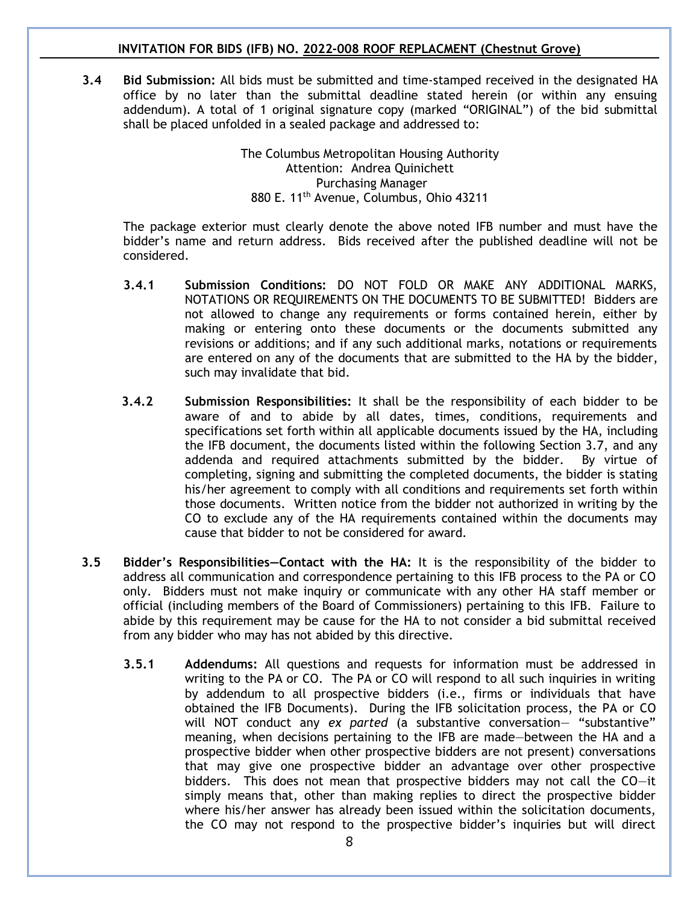**3.4 Bid Submission:** All bids must be submitted and time-stamped received in the designated HA office by no later than the submittal deadline stated herein (or within any ensuing addendum). A total of 1 original signature copy (marked "ORIGINAL") of the bid submittal shall be placed unfolded in a sealed package and addressed to:

The Columbus Metropolitan Housing Authority
Attention: Andrea Quinichett
Purchasing Manager
880 E. 11th Avenue, Columbus, Ohio 43211

The package exterior must clearly denote the above noted IFB number and must have the bidder's name and return address. Bids received after the published deadline will not be considered.

**3.4.1 Submission Conditions:** DO NOT FOLD OR MAKE ANY ADDITIONAL MARKS, NOTATIONS OR REQUIREMENTS ON THE DOCUMENTS TO BE SUBMITTED! Bidders are not allowed to change any requirements or forms contained herein, either by making or entering onto these documents or the documents submitted any revisions or additions; and if any such additional marks, notations or requirements are entered on any of the documents that are submitted to the HA by the bidder, such may invalidate that bid.

**3.4.2 Submission Responsibilities:** It shall be the responsibility of each bidder to be aware of and to abide by all dates, times, conditions, requirements and specifications set forth within all applicable documents issued by the HA, including the IFB document, the documents listed within the following Section 3.7, and any addenda and required attachments submitted by the bidder. By virtue of completing, signing and submitting the completed documents, the bidder is stating his/her agreement to comply with all conditions and requirements set forth within those documents. Written notice from the bidder not authorized in writing by the CO to exclude any of the HA requirements contained within the documents may cause that bidder to not be considered for award.

**3.5 Bidder's Responsibilities—Contact with the HA:** It is the responsibility of the bidder to address all communication and correspondence pertaining to this IFB process to the PA or CO only. Bidders must not make inquiry or communicate with any other HA staff member or official (including members of the Board of Commissioners) pertaining to this IFB. Failure to abide by this requirement may be cause for the HA to not consider a bid submittal received from any bidder who may has not abided by this directive.

**3.5.1 Addendums:** All questions and requests for information must be addressed in writing to the PA or CO. The PA or CO will respond to all such inquiries in writing by addendum to all prospective bidders (i.e., firms or individuals that have obtained the IFB Documents). During the IFB solicitation process, the PA or CO will NOT conduct any *ex parted* (a substantive conversation— "substantive" meaning, when decisions pertaining to the IFB are made—between the HA and a prospective bidder when other prospective bidders are not present) conversations that may give one prospective bidder an advantage over other prospective bidders. This does not mean that prospective bidders may not call the CO—it simply means that, other than making replies to direct the prospective bidder where his/her answer has already been issued within the solicitation documents, the CO may not respond to the prospective bidder's inquiries but will direct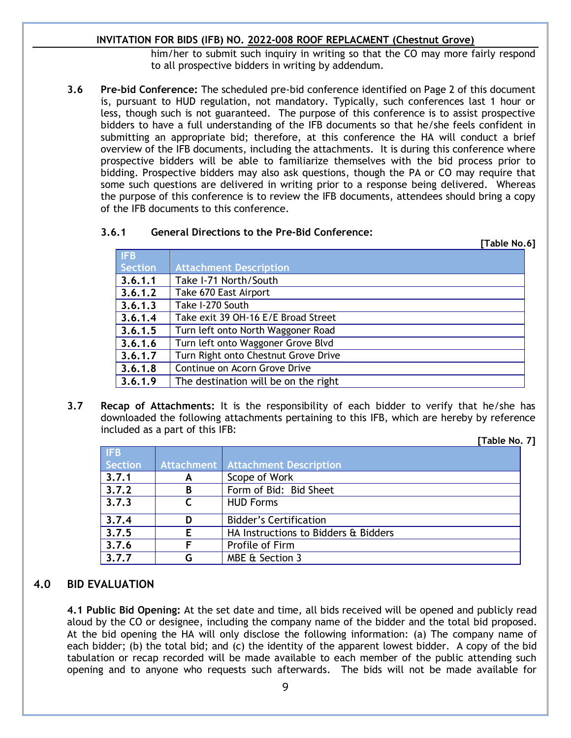him/her to submit such inquiry in writing so that the CO may more fairly respond to all prospective bidders in writing by addendum.

**3.6 Pre-bid Conference:** The scheduled pre-bid conference identified on Page 2 of this document is, pursuant to HUD regulation, not mandatory. Typically, such conferences last 1 hour or less, though such is not guaranteed. The purpose of this conference is to assist prospective bidders to have a full understanding of the IFB documents so that he/she feels confident in submitting an appropriate bid; therefore, at this conference the HA will conduct a brief overview of the IFB documents, including the attachments. It is during this conference where prospective bidders will be able to familiarize themselves with the bid process prior to bidding. Prospective bidders may also ask questions, though the PA or CO may require that some such questions are delivered in writing prior to a response being delivered. Whereas the purpose of this conference is to review the IFB documents, attendees should bring a copy of the IFB documents to this conference.

**3.6.1 General Directions to the Pre-Bid Conference:**

**[Table No.6]**

| IFB Section | Attachment Description |
|---|---|
| **3.6.1.1** | Take I-71 North/South |
| **3.6.1.2** | Take 670 East Airport |
| **3.6.1.3** | Take I-270 South |
| **3.6.1.4** | Take exit 39 OH-16 E/E Broad Street |
| **3.6.1.5** | Turn left onto North Waggoner Road |
| **3.6.1.6** | Turn left onto Waggoner Grove Blvd |
| **3.6.1.7** | Turn Right onto Chestnut Grove Drive |
| **3.6.1.8** | Continue on Acorn Grove Drive |
| **3.6.1.9** | The destination will be on the right |

**3.7 Recap of Attachments:** It is the responsibility of each bidder to verify that he/she has downloaded the following attachments pertaining to this IFB, which are hereby by reference included as a part of this IFB:

**[Table No. 7]**

| IFB Section | Attachment | Attachment Description |
|---|---|---|
| **3.7.1** | **A** | Scope of Work |
| **3.7.2** | **B** | Form of Bid: Bid Sheet |
| **3.7.3** | **C** | HUD Forms |
| **3.7.4** | **D** | Bidder's Certification |
| **3.7.5** | **E** | HA Instructions to Bidders & Bidders |
| **3.7.6** | **F** | Profile of Firm |
| **3.7.7** | **G** | MBE & Section 3 |

## 4.0 BID EVALUATION

**4.1 Public Bid Opening:** At the set date and time, all bids received will be opened and publicly read aloud by the CO or designee, including the company name of the bidder and the total bid proposed. At the bid opening the HA will only disclose the following information: (a) The company name of each bidder; (b) the total bid; and (c) the identity of the apparent lowest bidder. A copy of the bid tabulation or recap recorded will be made available to each member of the public attending such opening and to anyone who requests such afterwards. The bids will not be made available for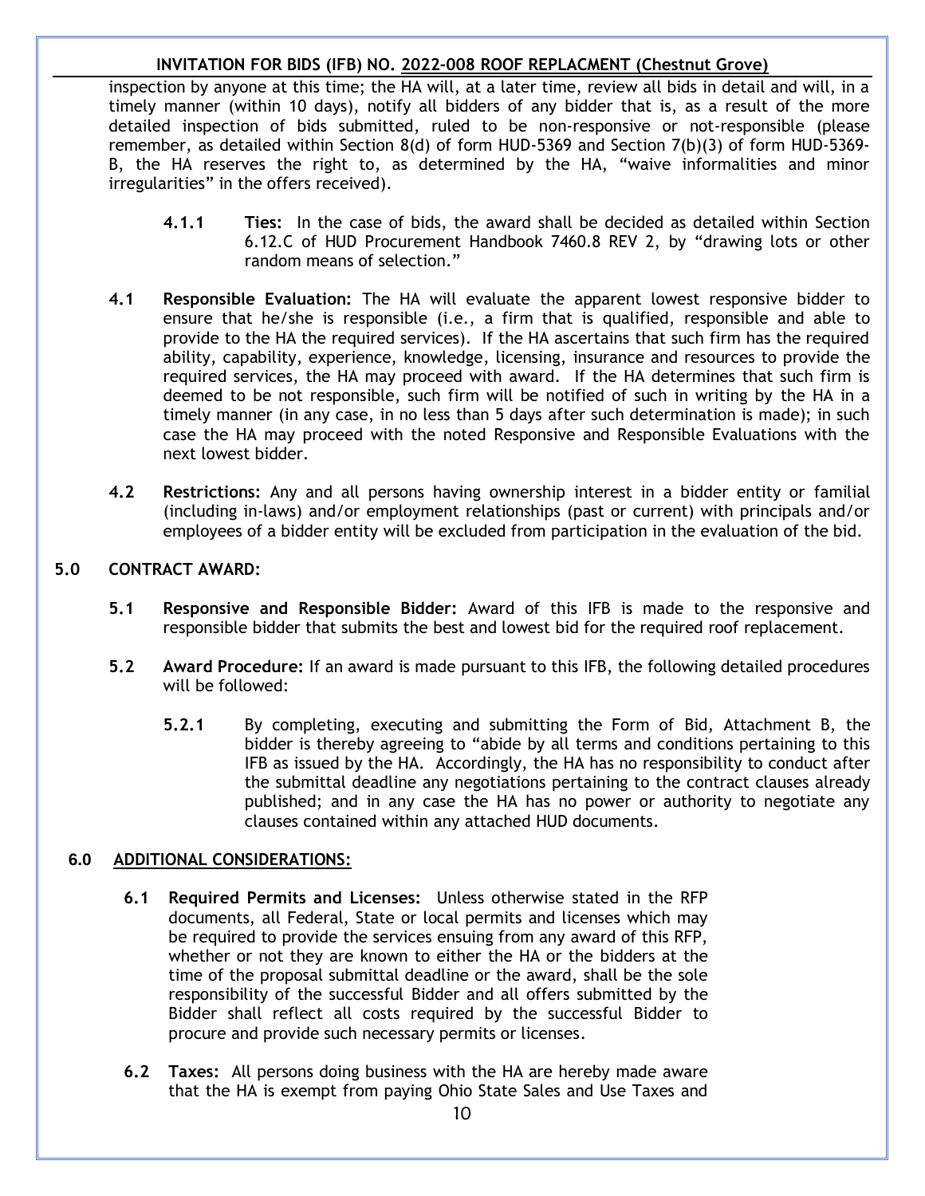inspection by anyone at this time; the HA will, at a later time, review all bids in detail and will, in a timely manner (within 10 days), notify all bidders of any bidder that is, as a result of the more detailed inspection of bids submitted, ruled to be non-responsive or not-responsible (please remember, as detailed within Section 8(d) of form HUD-5369 and Section 7(b)(3) of form HUD-5369-B, the HA reserves the right to, as determined by the HA, "waive informalities and minor irregularities" in the offers received).

**4.1.1 Ties:** In the case of bids, the award shall be decided as detailed within Section 6.12.C of HUD Procurement Handbook 7460.8 REV 2, by "drawing lots or other random means of selection."

**4.1 Responsible Evaluation:** The HA will evaluate the apparent lowest responsive bidder to ensure that he/she is responsible (i.e., a firm that is qualified, responsible and able to provide to the HA the required services). If the HA ascertains that such firm has the required ability, capability, experience, knowledge, licensing, insurance and resources to provide the required services, the HA may proceed with award. If the HA determines that such firm is deemed to be not responsible, such firm will be notified of such in writing by the HA in a timely manner (in any case, in no less than 5 days after such determination is made); in such case the HA may proceed with the noted Responsive and Responsible Evaluations with the next lowest bidder.

**4.2 Restrictions:** Any and all persons having ownership interest in a bidder entity or familial (including in-laws) and/or employment relationships (past or current) with principals and/or employees of a bidder entity will be excluded from participation in the evaluation of the bid.

## 5.0 CONTRACT AWARD:

**5.1 Responsive and Responsible Bidder:** Award of this IFB is made to the responsive and responsible bidder that submits the best and lowest bid for the required roof replacement.

**5.2 Award Procedure:** If an award is made pursuant to this IFB, the following detailed procedures will be followed:

**5.2.1** By completing, executing and submitting the Form of Bid, Attachment B, the bidder is thereby agreeing to "abide by all terms and conditions pertaining to this IFB as issued by the HA. Accordingly, the HA has no responsibility to conduct after the submittal deadline any negotiations pertaining to the contract clauses already published; and in any case the HA has no power or authority to negotiate any clauses contained within any attached HUD documents.

## 6.0 ADDITIONAL CONSIDERATIONS:

**6.1 Required Permits and Licenses:** Unless otherwise stated in the RFP documents, all Federal, State or local permits and licenses which may be required to provide the services ensuing from any award of this RFP, whether or not they are known to either the HA or the bidders at the time of the proposal submittal deadline or the award, shall be the sole responsibility of the successful Bidder and all offers submitted by the Bidder shall reflect all costs required by the successful Bidder to procure and provide such necessary permits or licenses.

**6.2 Taxes:** All persons doing business with the HA are hereby made aware that the HA is exempt from paying Ohio State Sales and Use Taxes and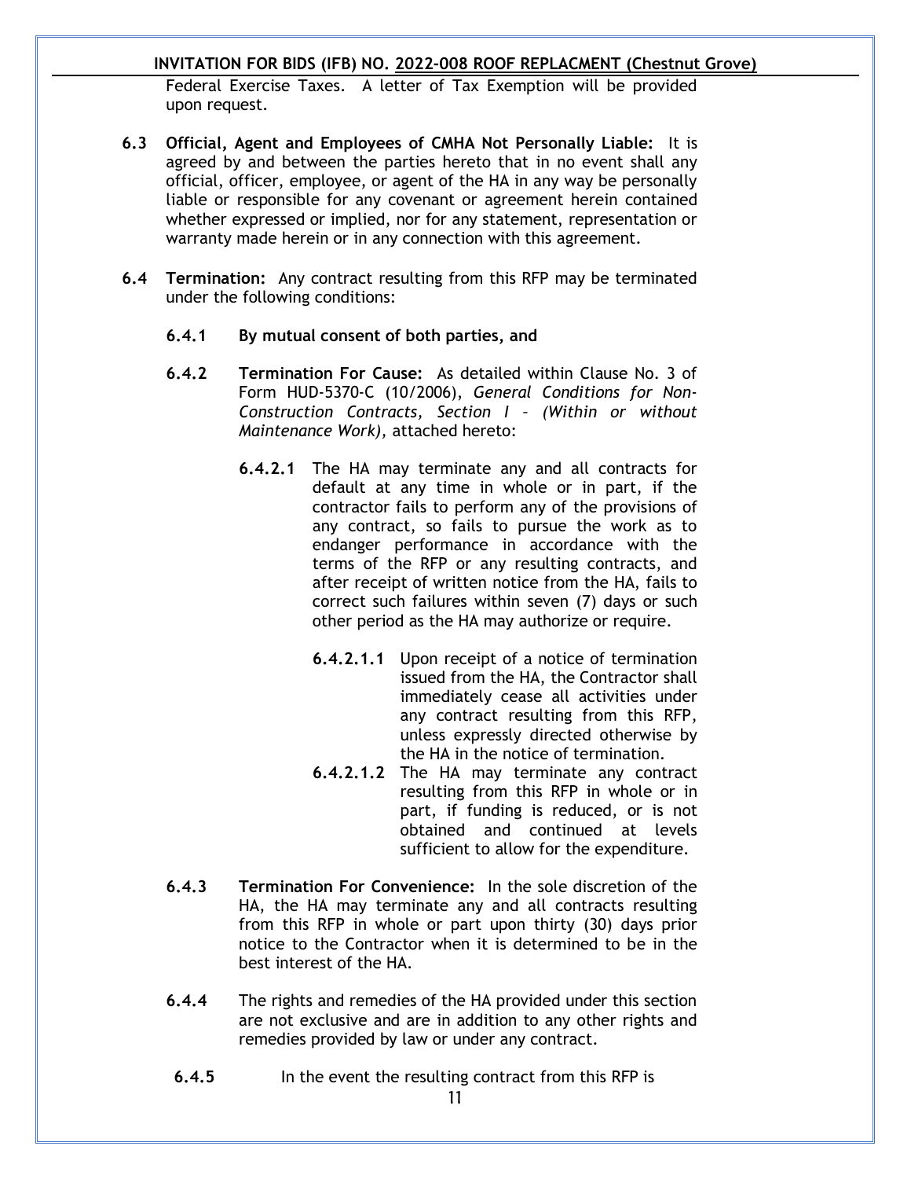Federal Exercise Taxes. A letter of Tax Exemption will be provided upon request.

**6.3 Official, Agent and Employees of CMHA Not Personally Liable:** It is agreed by and between the parties hereto that in no event shall any official, officer, employee, or agent of the HA in any way be personally liable or responsible for any covenant or agreement herein contained whether expressed or implied, nor for any statement, representation or warranty made herein or in any connection with this agreement.

**6.4 Termination:** Any contract resulting from this RFP may be terminated under the following conditions:

**6.4.1 By mutual consent of both parties, and**

**6.4.2 Termination For Cause:** As detailed within Clause No. 3 of Form HUD-5370-C (10/2006), *General Conditions for Non-Construction Contracts, Section I – (Within or without Maintenance Work),* attached hereto:

**6.4.2.1** The HA may terminate any and all contracts for default at any time in whole or in part, if the contractor fails to perform any of the provisions of any contract, so fails to pursue the work as to endanger performance in accordance with the terms of the RFP or any resulting contracts, and after receipt of written notice from the HA, fails to correct such failures within seven (7) days or such other period as the HA may authorize or require.

**6.4.2.1.1** Upon receipt of a notice of termination issued from the HA, the Contractor shall immediately cease all activities under any contract resulting from this RFP, unless expressly directed otherwise by the HA in the notice of termination.

**6.4.2.1.2** The HA may terminate any contract resulting from this RFP in whole or in part, if funding is reduced, or is not obtained and continued at levels sufficient to allow for the expenditure.

**6.4.3 Termination For Convenience:** In the sole discretion of the HA, the HA may terminate any and all contracts resulting from this RFP in whole or part upon thirty (30) days prior notice to the Contractor when it is determined to be in the best interest of the HA.

**6.4.4** The rights and remedies of the HA provided under this section are not exclusive and are in addition to any other rights and remedies provided by law or under any contract.

**6.4.5** In the event the resulting contract from this RFP is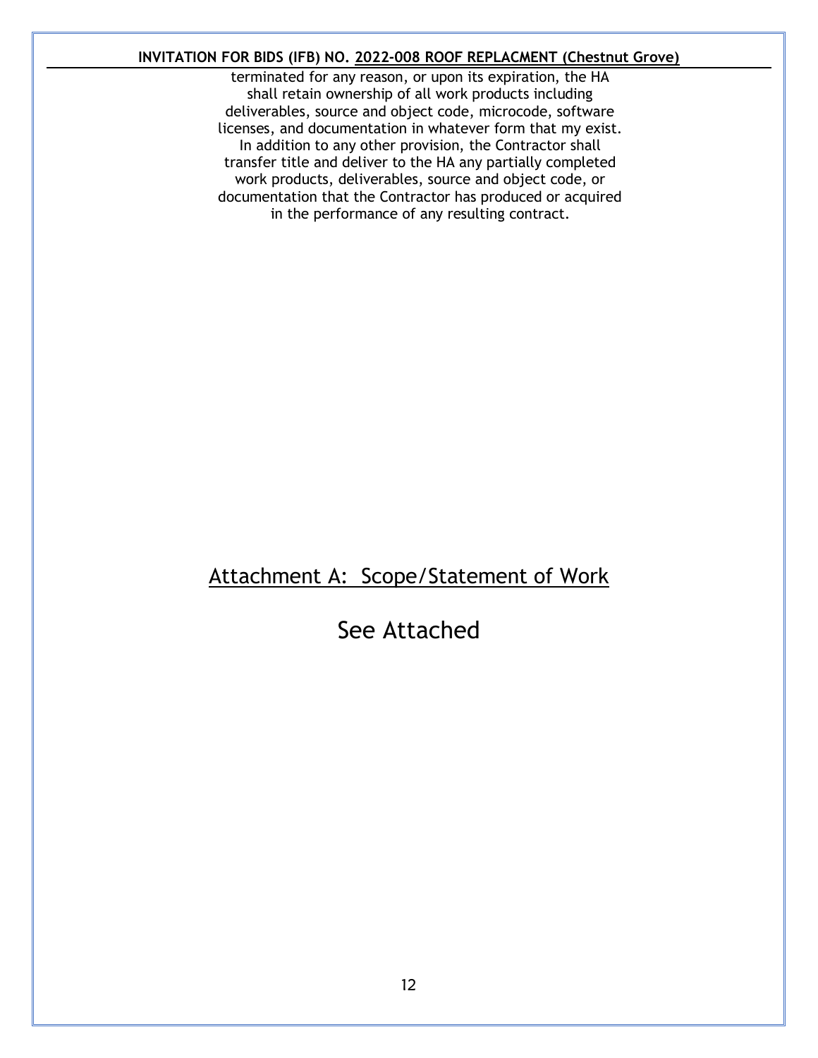terminated for any reason, or upon its expiration, the HA shall retain ownership of all work products including deliverables, source and object code, microcode, software licenses, and documentation in whatever form that my exist. In addition to any other provision, the Contractor shall transfer title and deliver to the HA any partially completed work products, deliverables, source and object code, or documentation that the Contractor has produced or acquired in the performance of any resulting contract.

## Attachment A: Scope/Statement of Work

# See Attached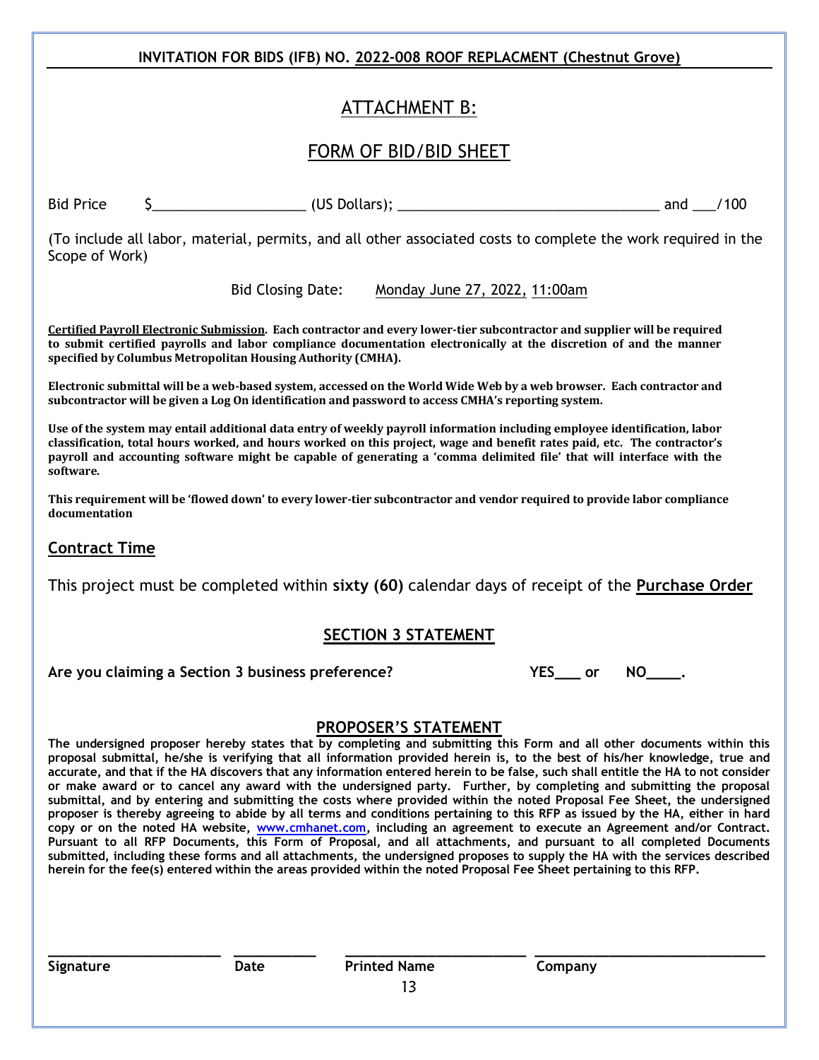**INVITATION FOR BIDS (IFB) NO. 2022-008 ROOF REPLACMENT (Chestnut Grove)**

# ATTACHMENT B:

## FORM OF BID/BID SHEET

Bid Price $____________________ (US Dollars); ___________________________________ and ___/100

(To include all labor, material, permits, and all other associated costs to complete the work required in the Scope of Work)

Bid Closing Date: Monday June 27, 2022, 11:00am

**Certified Payroll Electronic Submission. Each contractor and every lower-tier subcontractor and supplier will be required to submit certified payrolls and labor compliance documentation electronically at the discretion of and the manner specified by Columbus Metropolitan Housing Authority (CMHA).**

**Electronic submittal will be a web-based system, accessed on the World Wide Web by a web browser. Each contractor and subcontractor will be given a Log On identification and password to access CMHA's reporting system.**

**Use of the system may entail additional data entry of weekly payroll information including employee identification, labor classification, total hours worked, and hours worked on this project, wage and benefit rates paid, etc. The contractor's payroll and accounting software might be capable of generating a 'comma delimited file' that will interface with the software.**

**This requirement will be 'flowed down' to every lower-tier subcontractor and vendor required to provide labor compliance documentation**

## Contract Time

This project must be completed within **sixty (60)** calendar days of receipt of the **Purchase Order**

## SECTION 3 STATEMENT

**Are you claiming a Section 3 business preference? YES___ or NO____.**

## PROPOSER'S STATEMENT

**The undersigned proposer hereby states that by completing and submitting this Form and all other documents within this proposal submittal, he/she is verifying that all information provided herein is, to the best of his/her knowledge, true and accurate, and that if the HA discovers that any information entered herein to be false, such shall entitle the HA to not consider or make award or to cancel any award with the undersigned party. Further, by completing and submitting the proposal submittal, and by entering and submitting the costs where provided within the noted Proposal Fee Sheet, the undersigned proposer is thereby agreeing to abide by all terms and conditions pertaining to this RFP as issued by the HA, either in hard copy or on the noted HA website, www.cmhanet.com, including an agreement to execute an Agreement and/or Contract. Pursuant to all RFP Documents, this Form of Proposal, and all attachments, and pursuant to all completed Documents submitted, including these forms and all attachments, the undersigned proposes to supply the HA with the services described herein for the fee(s) entered within the areas provided within the noted Proposal Fee Sheet pertaining to this RFP.**

| ______________________ | __________ | ______________________ | ____________________________ |
|---|---|---|---|
| **Signature** | **Date** | **Printed Name** | **Company** |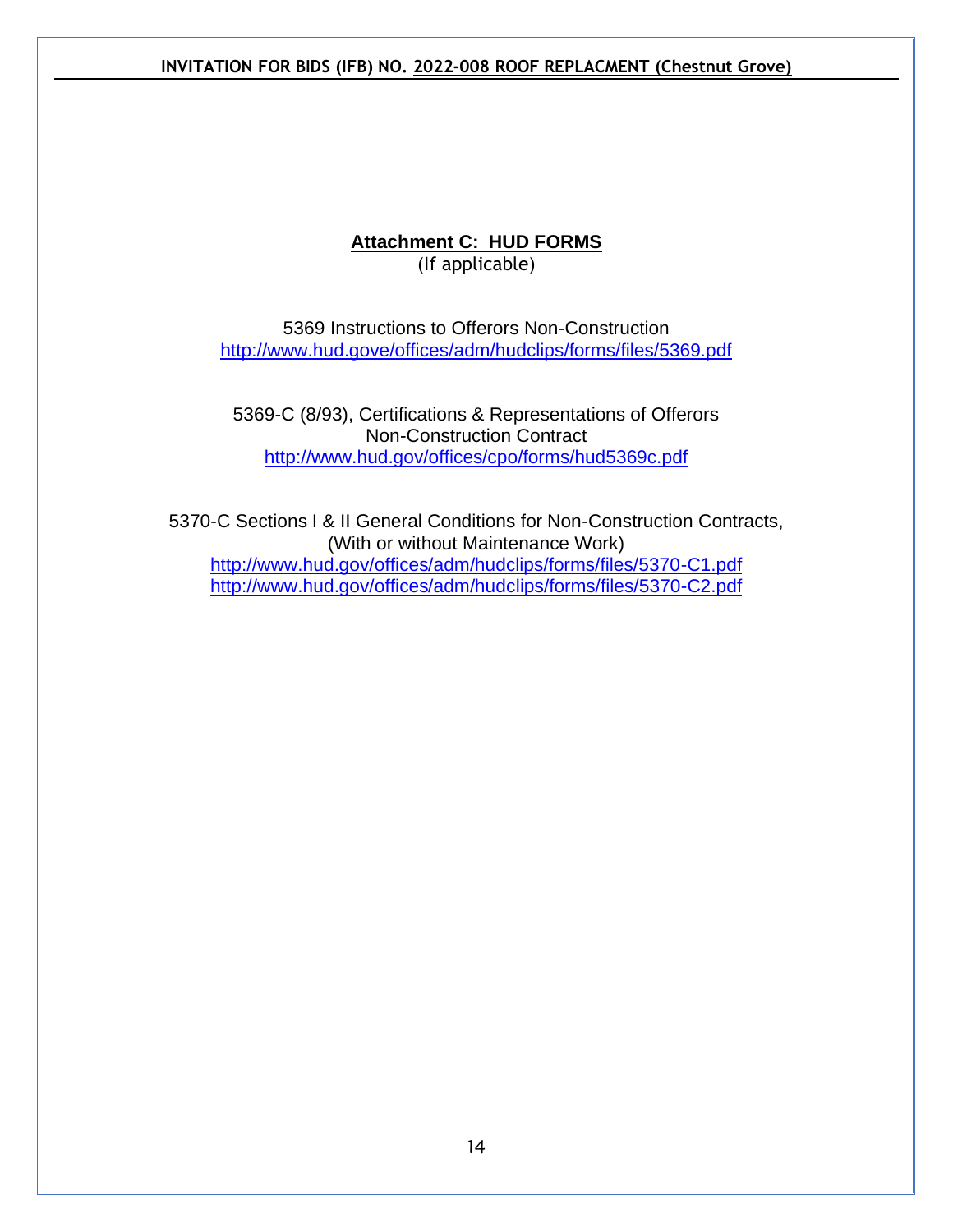## Attachment C: HUD FORMS

(If applicable)

5369 Instructions to Offerors Non-Construction
http://www.hud.gove/offices/adm/hudclips/forms/files/5369.pdf

5369-C (8/93), Certifications & Representations of Offerors
Non-Construction Contract
http://www.hud.gov/offices/cpo/forms/hud5369c.pdf

5370-C Sections I & II General Conditions for Non-Construction Contracts,
(With or without Maintenance Work)
http://www.hud.gov/offices/adm/hudclips/forms/files/5370-C1.pdf
http://www.hud.gov/offices/adm/hudclips/forms/files/5370-C2.pdf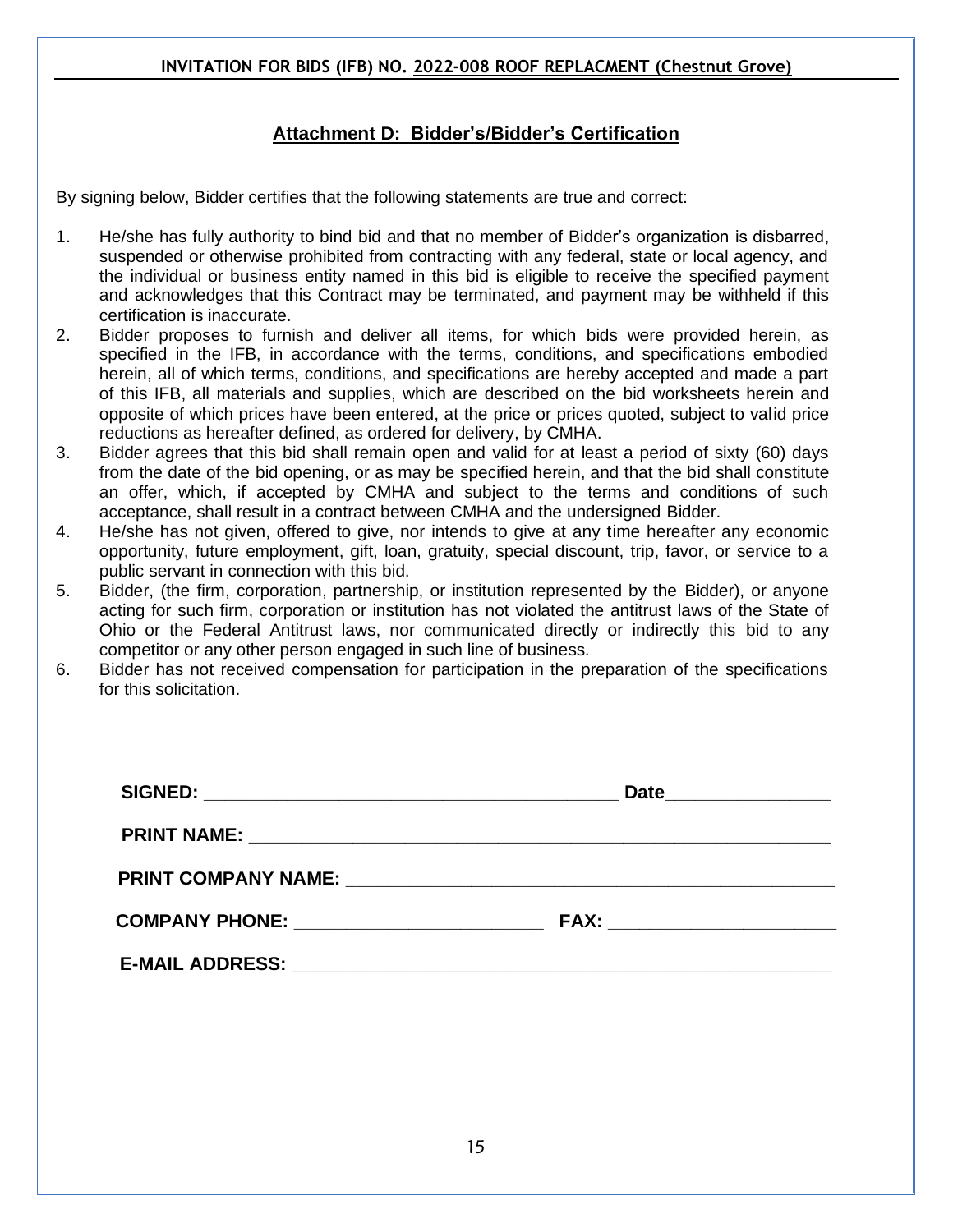**INVITATION FOR BIDS (IFB) NO. 2022-008 ROOF REPLACMENT (Chestnut Grove)**

## Attachment D: Bidder's/Bidder's Certification

By signing below, Bidder certifies that the following statements are true and correct:

1. He/she has fully authority to bind bid and that no member of Bidder's organization is disbarred, suspended or otherwise prohibited from contracting with any federal, state or local agency, and the individual or business entity named in this bid is eligible to receive the specified payment and acknowledges that this Contract may be terminated, and payment may be withheld if this certification is inaccurate.
2. Bidder proposes to furnish and deliver all items, for which bids were provided herein, as specified in the IFB, in accordance with the terms, conditions, and specifications embodied herein, all of which terms, conditions, and specifications are hereby accepted and made a part of this IFB, all materials and supplies, which are described on the bid worksheets herein and opposite of which prices have been entered, at the price or prices quoted, subject to valid price reductions as hereafter defined, as ordered for delivery, by CMHA.
3. Bidder agrees that this bid shall remain open and valid for at least a period of sixty (60) days from the date of the bid opening, or as may be specified herein, and that the bid shall constitute an offer, which, if accepted by CMHA and subject to the terms and conditions of such acceptance, shall result in a contract between CMHA and the undersigned Bidder.
4. He/she has not given, offered to give, nor intends to give at any time hereafter any economic opportunity, future employment, gift, loan, gratuity, special discount, trip, favor, or service to a public servant in connection with this bid.
5. Bidder, (the firm, corporation, partnership, or institution represented by the Bidder), or anyone acting for such firm, corporation or institution has not violated the antitrust laws of the State of Ohio or the Federal Antitrust laws, nor communicated directly or indirectly this bid to any competitor or any other person engaged in such line of business.
6. Bidder has not received compensation for participation in the preparation of the specifications for this solicitation.

**SIGNED:** ________________________________________ **Date**________________

**PRINT NAME:** ____________________________________________________________

**PRINT COMPANY NAME:** ___________________________________________________

**COMPANY PHONE:** ________________________ **FAX:** ______________________

**E-MAIL ADDRESS:** ______________________________________________________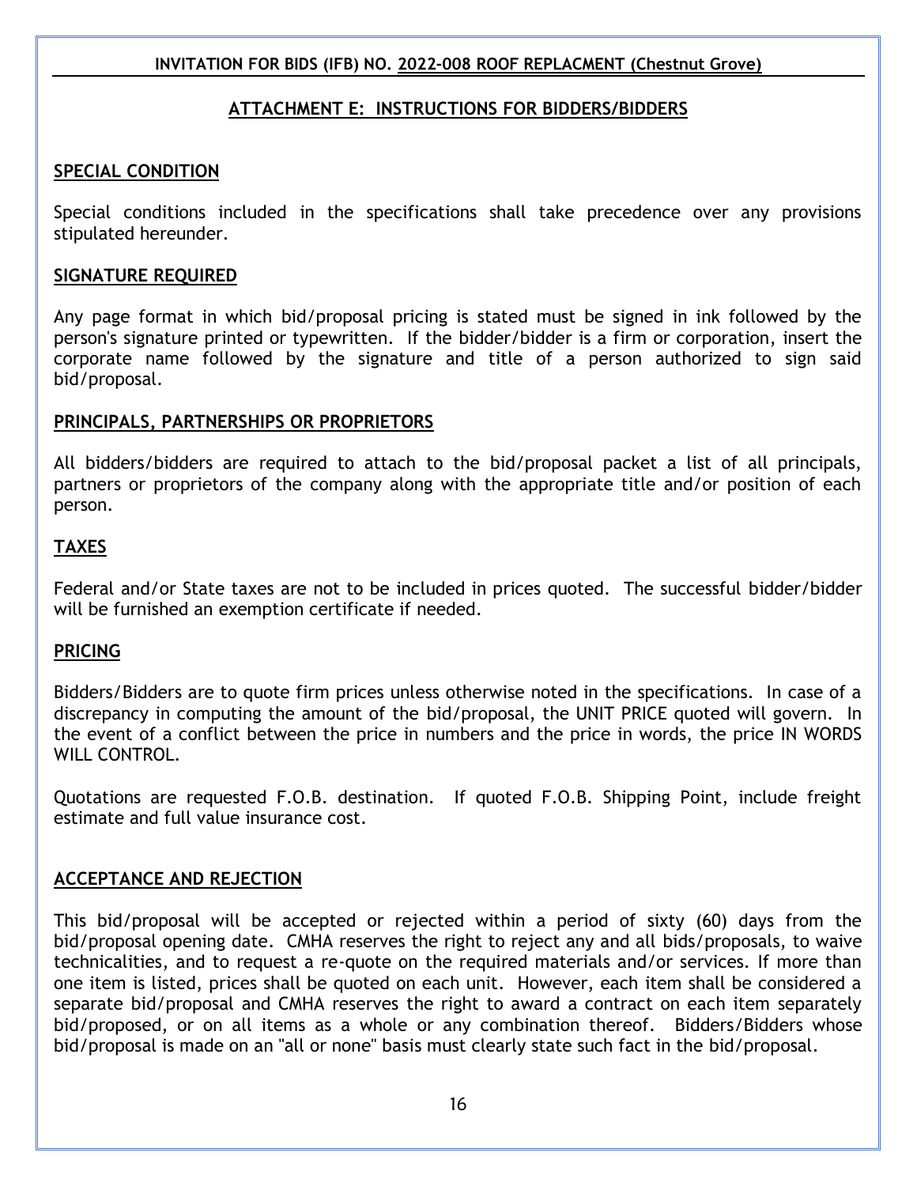## ATTACHMENT E: INSTRUCTIONS FOR BIDDERS/BIDDERS

### SPECIAL CONDITION

Special conditions included in the specifications shall take precedence over any provisions stipulated hereunder.

### SIGNATURE REQUIRED

Any page format in which bid/proposal pricing is stated must be signed in ink followed by the person's signature printed or typewritten. If the bidder/bidder is a firm or corporation, insert the corporate name followed by the signature and title of a person authorized to sign said bid/proposal.

### PRINCIPALS, PARTNERSHIPS OR PROPRIETORS

All bidders/bidders are required to attach to the bid/proposal packet a list of all principals, partners or proprietors of the company along with the appropriate title and/or position of each person.

### TAXES

Federal and/or State taxes are not to be included in prices quoted. The successful bidder/bidder will be furnished an exemption certificate if needed.

### PRICING

Bidders/Bidders are to quote firm prices unless otherwise noted in the specifications. In case of a discrepancy in computing the amount of the bid/proposal, the UNIT PRICE quoted will govern. In the event of a conflict between the price in numbers and the price in words, the price IN WORDS WILL CONTROL.

Quotations are requested F.O.B. destination. If quoted F.O.B. Shipping Point, include freight estimate and full value insurance cost.

### ACCEPTANCE AND REJECTION

This bid/proposal will be accepted or rejected within a period of sixty (60) days from the bid/proposal opening date. CMHA reserves the right to reject any and all bids/proposals, to waive technicalities, and to request a re-quote on the required materials and/or services. If more than one item is listed, prices shall be quoted on each unit. However, each item shall be considered a separate bid/proposal and CMHA reserves the right to award a contract on each item separately bid/proposed, or on all items as a whole or any combination thereof. Bidders/Bidders whose bid/proposal is made on an "all or none" basis must clearly state such fact in the bid/proposal.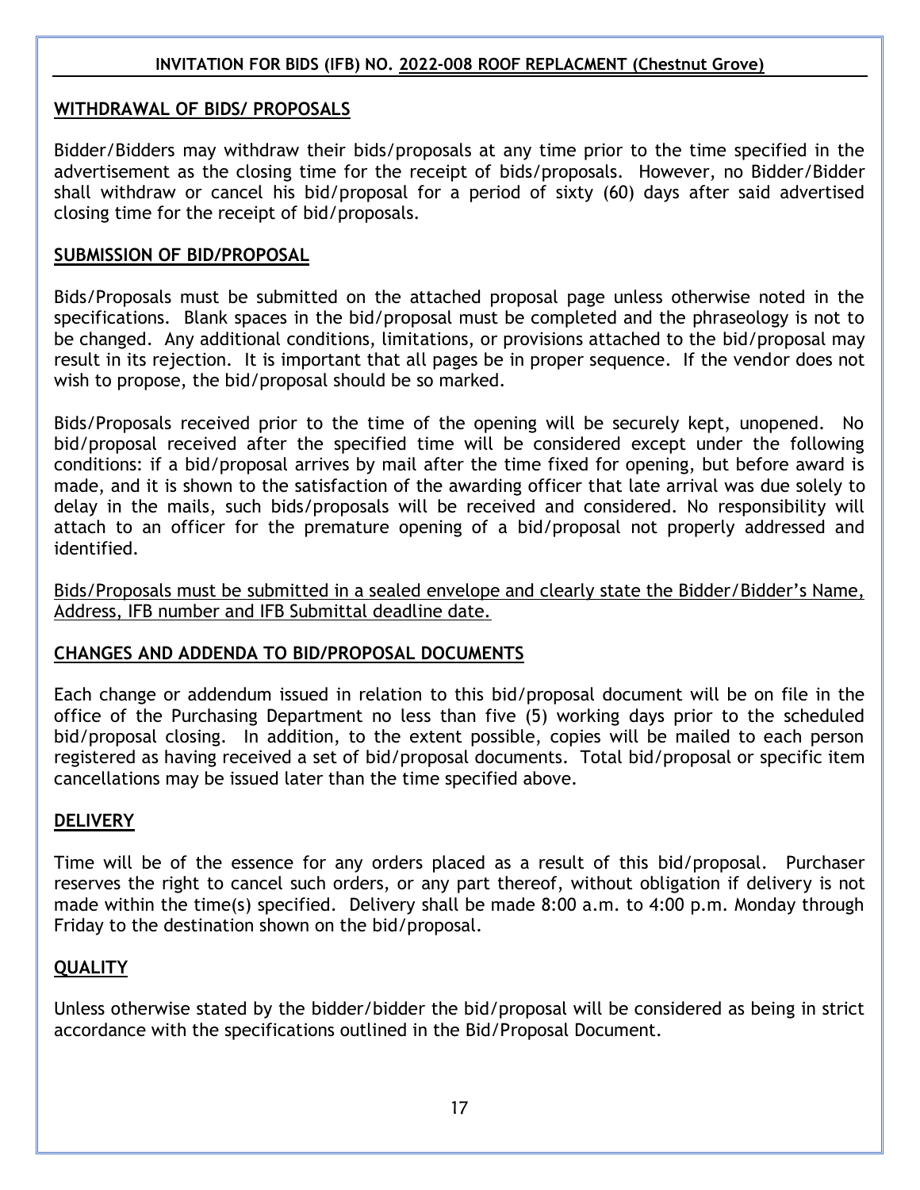## WITHDRAWAL OF BIDS/ PROPOSALS

Bidder/Bidders may withdraw their bids/proposals at any time prior to the time specified in the advertisement as the closing time for the receipt of bids/proposals. However, no Bidder/Bidder shall withdraw or cancel his bid/proposal for a period of sixty (60) days after said advertised closing time for the receipt of bid/proposals.

## SUBMISSION OF BID/PROPOSAL

Bids/Proposals must be submitted on the attached proposal page unless otherwise noted in the specifications. Blank spaces in the bid/proposal must be completed and the phraseology is not to be changed. Any additional conditions, limitations, or provisions attached to the bid/proposal may result in its rejection. It is important that all pages be in proper sequence. If the vendor does not wish to propose, the bid/proposal should be so marked.

Bids/Proposals received prior to the time of the opening will be securely kept, unopened. No bid/proposal received after the specified time will be considered except under the following conditions: if a bid/proposal arrives by mail after the time fixed for opening, but before award is made, and it is shown to the satisfaction of the awarding officer that late arrival was due solely to delay in the mails, such bids/proposals will be received and considered. No responsibility will attach to an officer for the premature opening of a bid/proposal not properly addressed and identified.

Bids/Proposals must be submitted in a sealed envelope and clearly state the Bidder/Bidder's Name, Address, IFB number and IFB Submittal deadline date.

## CHANGES AND ADDENDA TO BID/PROPOSAL DOCUMENTS

Each change or addendum issued in relation to this bid/proposal document will be on file in the office of the Purchasing Department no less than five (5) working days prior to the scheduled bid/proposal closing. In addition, to the extent possible, copies will be mailed to each person registered as having received a set of bid/proposal documents. Total bid/proposal or specific item cancellations may be issued later than the time specified above.

## DELIVERY

Time will be of the essence for any orders placed as a result of this bid/proposal. Purchaser reserves the right to cancel such orders, or any part thereof, without obligation if delivery is not made within the time(s) specified. Delivery shall be made 8:00 a.m. to 4:00 p.m. Monday through Friday to the destination shown on the bid/proposal.

## QUALITY

Unless otherwise stated by the bidder/bidder the bid/proposal will be considered as being in strict accordance with the specifications outlined in the Bid/Proposal Document.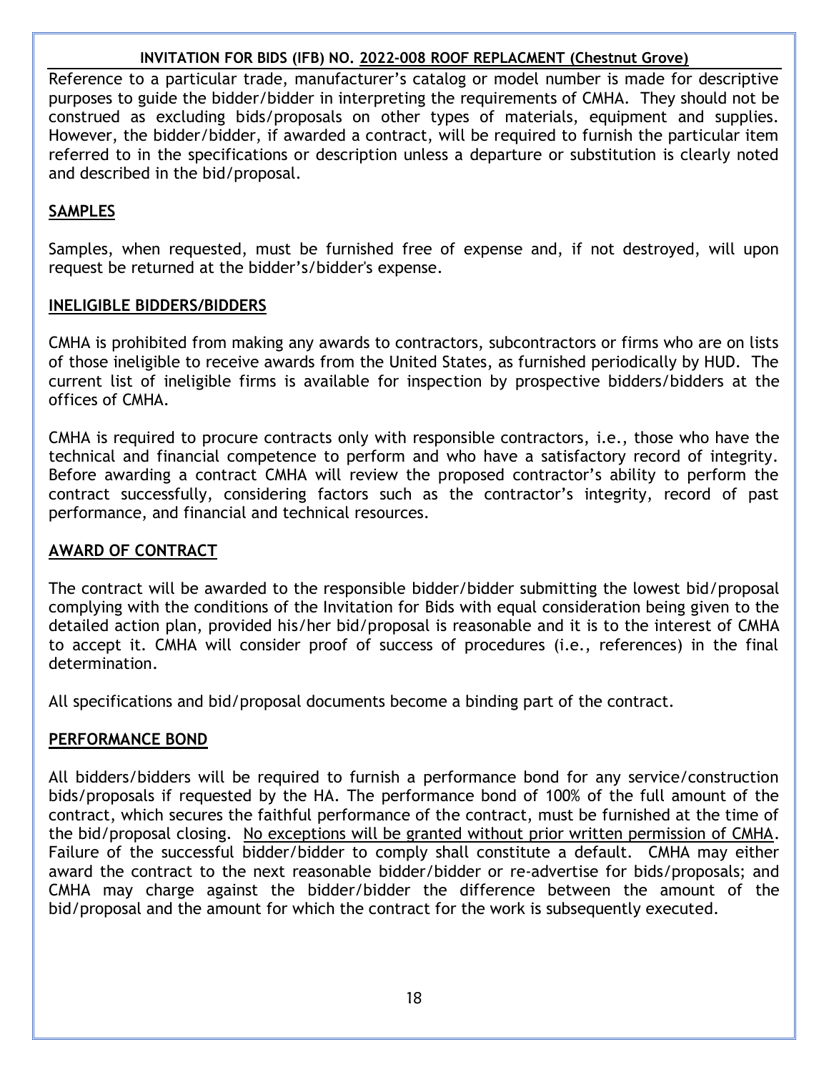Reference to a particular trade, manufacturer's catalog or model number is made for descriptive purposes to guide the bidder/bidder in interpreting the requirements of CMHA. They should not be construed as excluding bids/proposals on other types of materials, equipment and supplies. However, the bidder/bidder, if awarded a contract, will be required to furnish the particular item referred to in the specifications or description unless a departure or substitution is clearly noted and described in the bid/proposal.

## SAMPLES

Samples, when requested, must be furnished free of expense and, if not destroyed, will upon request be returned at the bidder's/bidder's expense.

## INELIGIBLE BIDDERS/BIDDERS

CMHA is prohibited from making any awards to contractors, subcontractors or firms who are on lists of those ineligible to receive awards from the United States, as furnished periodically by HUD. The current list of ineligible firms is available for inspection by prospective bidders/bidders at the offices of CMHA.

CMHA is required to procure contracts only with responsible contractors, i.e., those who have the technical and financial competence to perform and who have a satisfactory record of integrity. Before awarding a contract CMHA will review the proposed contractor's ability to perform the contract successfully, considering factors such as the contractor's integrity, record of past performance, and financial and technical resources.

## AWARD OF CONTRACT

The contract will be awarded to the responsible bidder/bidder submitting the lowest bid/proposal complying with the conditions of the Invitation for Bids with equal consideration being given to the detailed action plan, provided his/her bid/proposal is reasonable and it is to the interest of CMHA to accept it. CMHA will consider proof of success of procedures (i.e., references) in the final determination.

All specifications and bid/proposal documents become a binding part of the contract.

## PERFORMANCE BOND

All bidders/bidders will be required to furnish a performance bond for any service/construction bids/proposals if requested by the HA. The performance bond of 100% of the full amount of the contract, which secures the faithful performance of the contract, must be furnished at the time of the bid/proposal closing. No exceptions will be granted without prior written permission of CMHA. Failure of the successful bidder/bidder to comply shall constitute a default. CMHA may either award the contract to the next reasonable bidder/bidder or re-advertise for bids/proposals; and CMHA may charge against the bidder/bidder the difference between the amount of the bid/proposal and the amount for which the contract for the work is subsequently executed.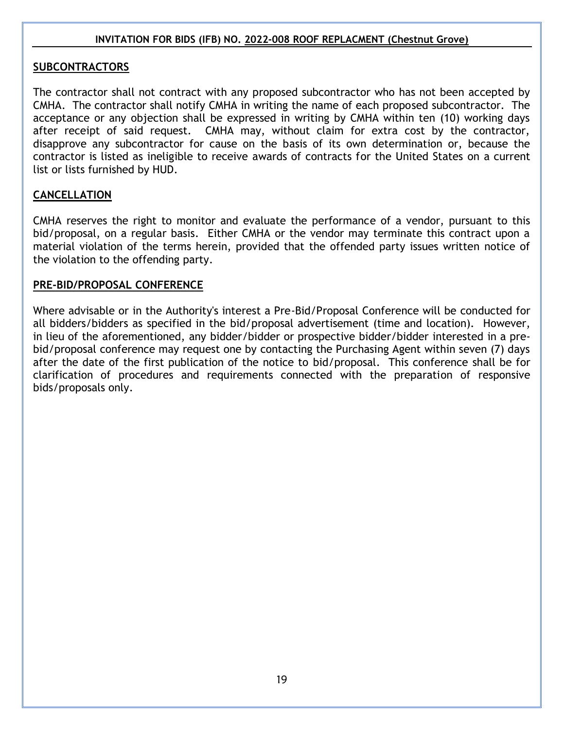## SUBCONTRACTORS

The contractor shall not contract with any proposed subcontractor who has not been accepted by CMHA. The contractor shall notify CMHA in writing the name of each proposed subcontractor. The acceptance or any objection shall be expressed in writing by CMHA within ten (10) working days after receipt of said request. CMHA may, without claim for extra cost by the contractor, disapprove any subcontractor for cause on the basis of its own determination or, because the contractor is listed as ineligible to receive awards of contracts for the United States on a current list or lists furnished by HUD.

## CANCELLATION

CMHA reserves the right to monitor and evaluate the performance of a vendor, pursuant to this bid/proposal, on a regular basis. Either CMHA or the vendor may terminate this contract upon a material violation of the terms herein, provided that the offended party issues written notice of the violation to the offending party.

## PRE-BID/PROPOSAL CONFERENCE

Where advisable or in the Authority's interest a Pre-Bid/Proposal Conference will be conducted for all bidders/bidders as specified in the bid/proposal advertisement (time and location). However, in lieu of the aforementioned, any bidder/bidder or prospective bidder/bidder interested in a pre-bid/proposal conference may request one by contacting the Purchasing Agent within seven (7) days after the date of the first publication of the notice to bid/proposal. This conference shall be for clarification of procedures and requirements connected with the preparation of responsive bids/proposals only.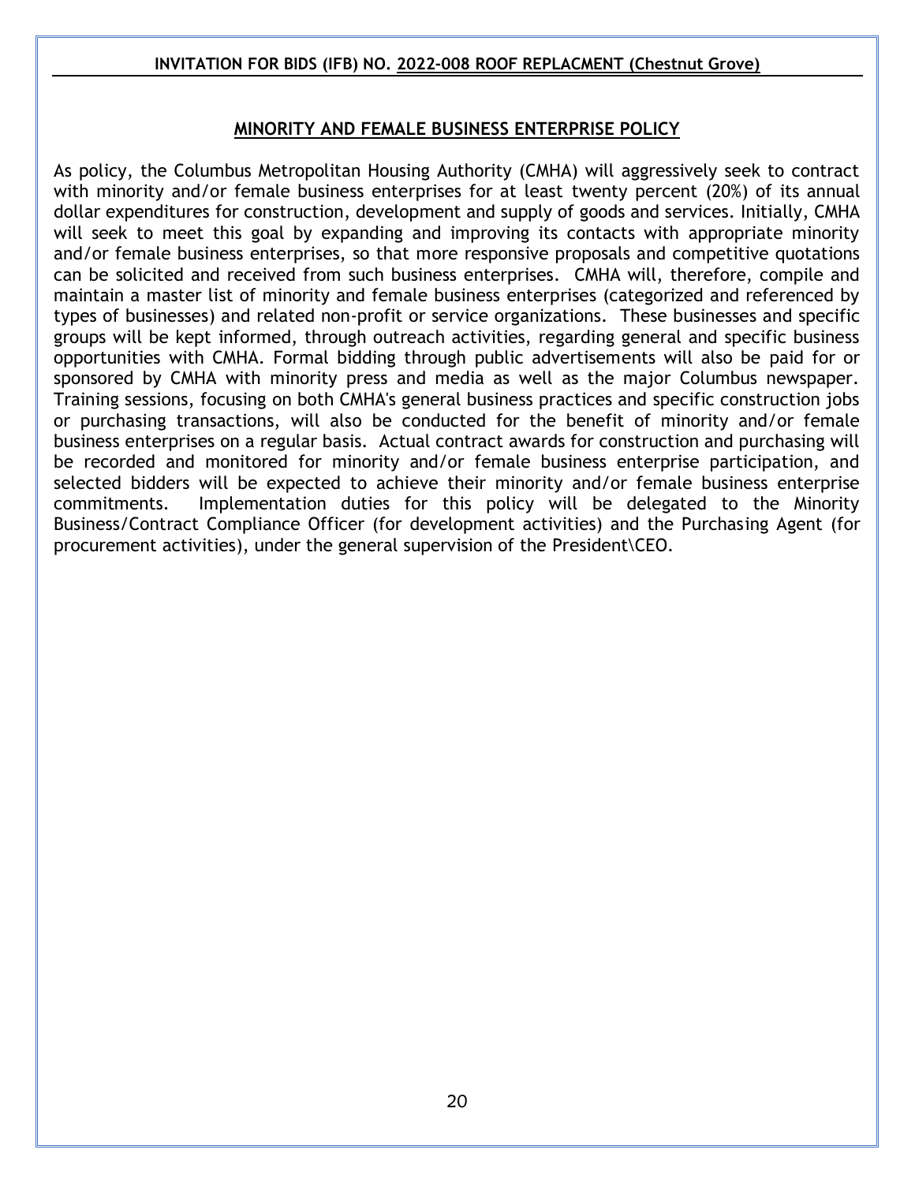## MINORITY AND FEMALE BUSINESS ENTERPRISE POLICY

As policy, the Columbus Metropolitan Housing Authority (CMHA) will aggressively seek to contract with minority and/or female business enterprises for at least twenty percent (20%) of its annual dollar expenditures for construction, development and supply of goods and services. Initially, CMHA will seek to meet this goal by expanding and improving its contacts with appropriate minority and/or female business enterprises, so that more responsive proposals and competitive quotations can be solicited and received from such business enterprises. CMHA will, therefore, compile and maintain a master list of minority and female business enterprises (categorized and referenced by types of businesses) and related non-profit or service organizations. These businesses and specific groups will be kept informed, through outreach activities, regarding general and specific business opportunities with CMHA. Formal bidding through public advertisements will also be paid for or sponsored by CMHA with minority press and media as well as the major Columbus newspaper. Training sessions, focusing on both CMHA's general business practices and specific construction jobs or purchasing transactions, will also be conducted for the benefit of minority and/or female business enterprises on a regular basis. Actual contract awards for construction and purchasing will be recorded and monitored for minority and/or female business enterprise participation, and selected bidders will be expected to achieve their minority and/or female business enterprise commitments. Implementation duties for this policy will be delegated to the Minority Business/Contract Compliance Officer (for development activities) and the Purchasing Agent (for procurement activities), under the general supervision of the President\CEO.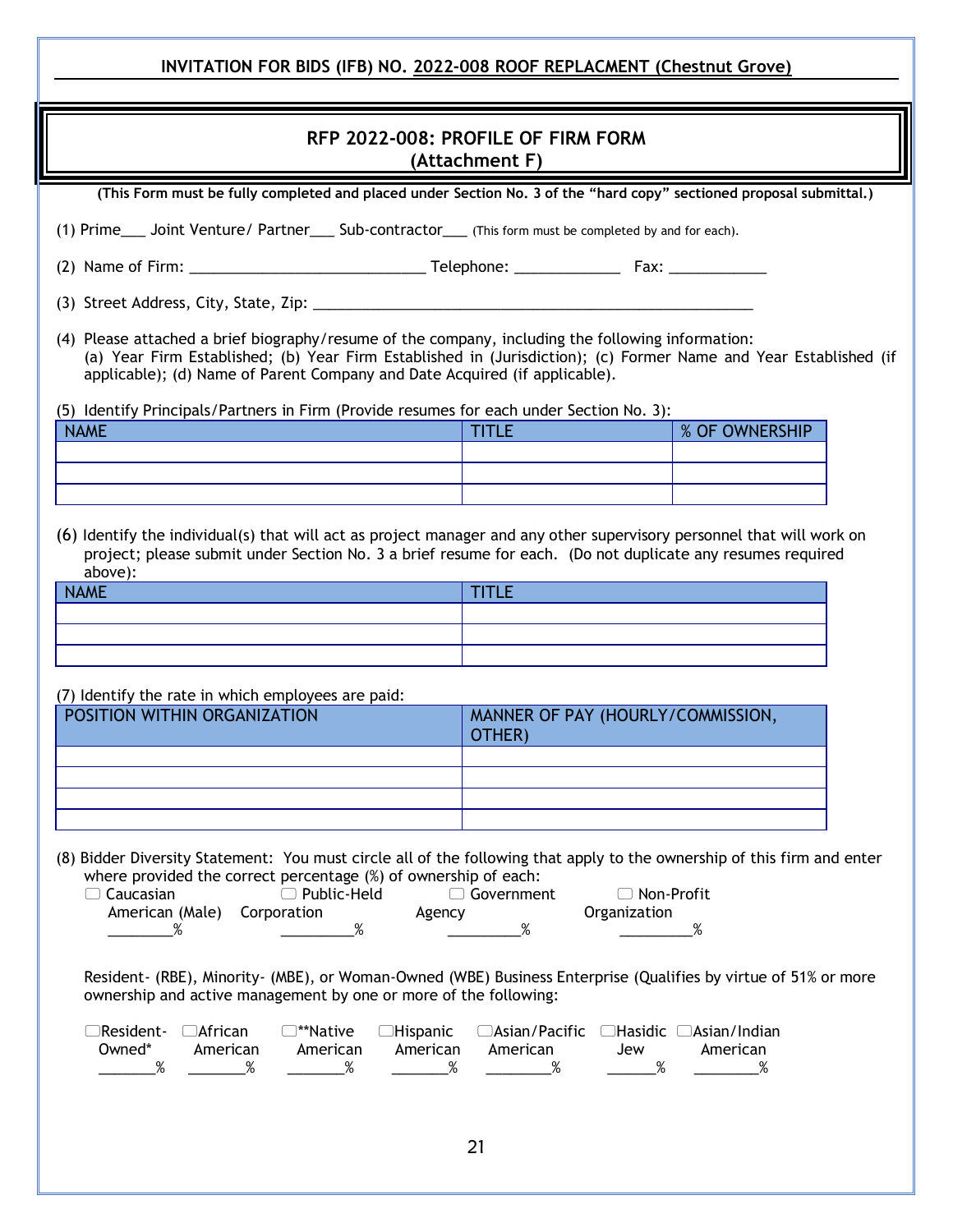## INVITATION FOR BIDS (IFB) NO. 2022-008 ROOF REPLACMENT (Chestnut Grove)

## RFP 2022-008: PROFILE OF FIRM FORM (Attachment F)

**(This Form must be fully completed and placed under Section No. 3 of the "hard copy" sectioned proposal submittal.)**

(1) Prime___ Joint Venture/ Partner___ Sub-contractor___ (This form must be completed by and for each).

(2) Name of Firm: ____________________________ Telephone: _____________ Fax: ____________

(3) Street Address, City, State, Zip: ______________________________________________________

(4) Please attached a brief biography/resume of the company, including the following information: (a) Year Firm Established; (b) Year Firm Established in (Jurisdiction); (c) Former Name and Year Established (if applicable); (d) Name of Parent Company and Date Acquired (if applicable).

(5) Identify Principals/Partners in Firm (Provide resumes for each under Section No. 3):

| NAME | TITLE | % OF OWNERSHIP |
|---|---|---|
| | | |
| | | |
| | | |

(6) Identify the individual(s) that will act as project manager and any other supervisory personnel that will work on project; please submit under Section No. 3 a brief resume for each. (Do not duplicate any resumes required above):

| NAME | TITLE |
|---|---|
| | |
| | |
| | |

(7) Identify the rate in which employees are paid:

| POSITION WITHIN ORGANIZATION | MANNER OF PAY (HOURLY/COMMISSION, OTHER) |
|---|---|
| | |
| | |
| | |
| | |

(8) Bidder Diversity Statement: You must circle all of the following that apply to the ownership of this firm and enter where provided the correct percentage (%) of ownership of each:

☐ Caucasian American (Male) ________%
☐ Public-Held Corporation _________%
☐ Government Agency _________%
☐ Non-Profit Organization _________%

Resident- (RBE), Minority- (MBE), or Woman-Owned (WBE) Business Enterprise (Qualifies by virtue of 51% or more ownership and active management by one or more of the following:

☐Resident-Owned* _______%
☐African American _______%
☐**Native American _______%
☐Hispanic American _______%
☐Asian/Pacific American ________%
☐Hasidic Jew ______%
☐Asian/Indian American ________%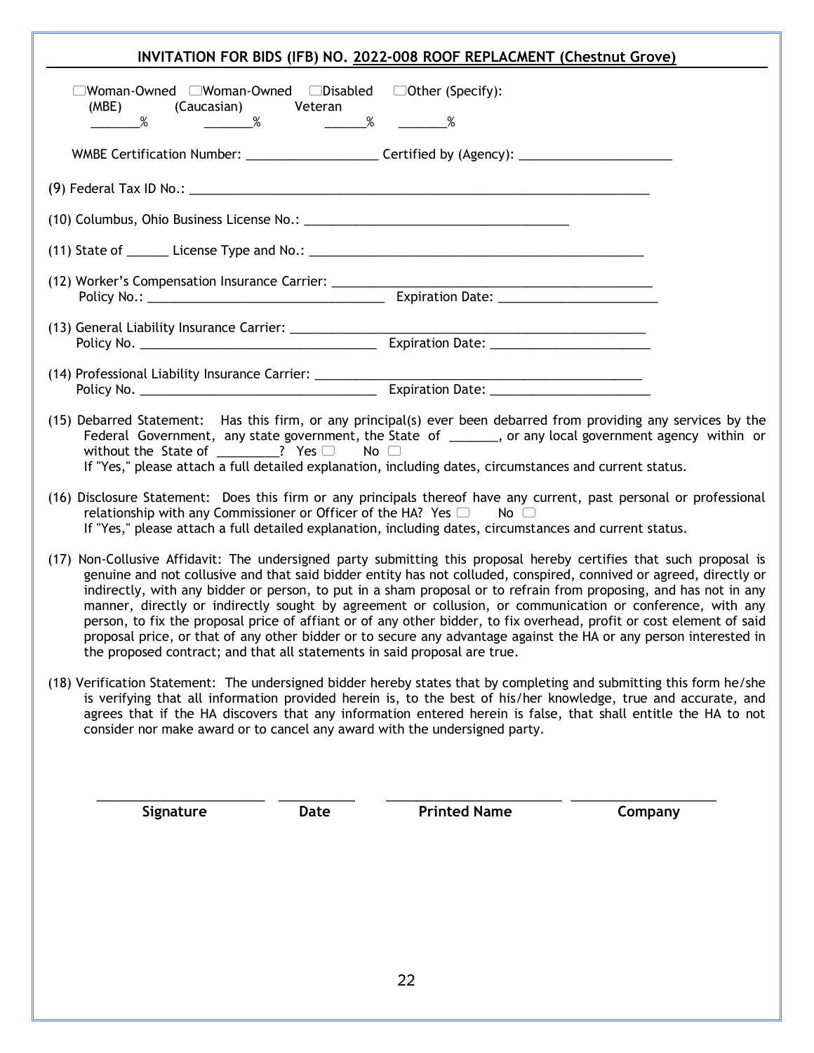## INVITATION FOR BIDS (IFB) NO. 2022-008 ROOF REPLACMENT (Chestnut Grove)

☐Woman-Owned (MBE) _______%  ☐Woman-Owned (Caucasian) _______%  ☐Disabled Veteran ______%  ☐Other (Specify): _______%

WMBE Certification Number: ___________________ Certified by (Agency): ______________________

(9) Federal Tax ID No.: ____________________________________________________________________

(10) Columbus, Ohio Business License No.: _____________________________________

(11) State of ______ License Type and No.: _________________________________________________

(12) Worker's Compensation Insurance Carrier: ______________________________________________
Policy No.: __________________________________ Expiration Date: _______________________

(13) General Liability Insurance Carrier: _____________________________________________________
Policy No. __________________________________ Expiration Date: _______________________

(14) Professional Liability Insurance Carrier: _________________________________________________
Policy No. __________________________________ Expiration Date: _______________________

(15) Debarred Statement: Has this firm, or any principal(s) ever been debarred from providing any services by the Federal Government, any state government, the State of _______, or any local government agency within or without the State of _________? Yes ☐ No ☐
If "Yes," please attach a full detailed explanation, including dates, circumstances and current status.

(16) Disclosure Statement: Does this firm or any principals thereof have any current, past personal or professional relationship with any Commissioner or Officer of the HA? Yes ☐ No ☐
If "Yes," please attach a full detailed explanation, including dates, circumstances and current status.

(17) Non-Collusive Affidavit: The undersigned party submitting this proposal hereby certifies that such proposal is genuine and not collusive and that said bidder entity has not colluded, conspired, connived or agreed, directly or indirectly, with any bidder or person, to put in a sham proposal or to refrain from proposing, and has not in any manner, directly or indirectly sought by agreement or collusion, or communication or conference, with any person, to fix the proposal price of affiant or of any other bidder, to fix overhead, profit or cost element of said proposal price, or that of any other bidder or to secure any advantage against the HA or any person interested in the proposed contract; and that all statements in said proposal are true.

(18) Verification Statement: The undersigned bidder hereby states that by completing and submitting this form he/she is verifying that all information provided herein is, to the best of his/her knowledge, true and accurate, and agrees that if the HA discovers that any information entered herein is false, that shall entitle the HA to not consider nor make award or to cancel any award with the undersigned party.

________________________ ___________ ________________________ ____________________

**Signature** **Date** **Printed Name** **Company**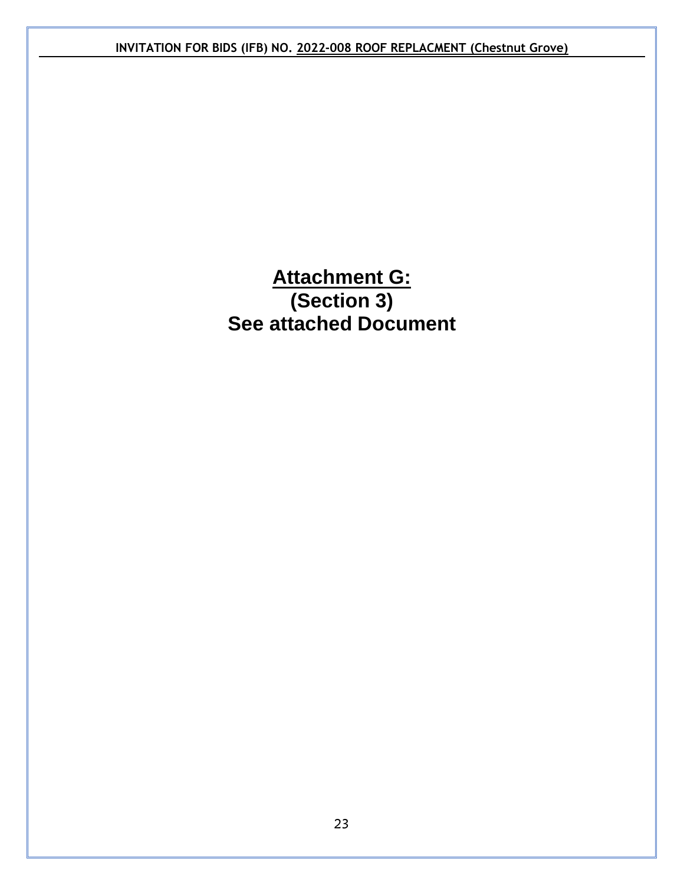## Attachment G:

## (Section 3)

## See attached Document